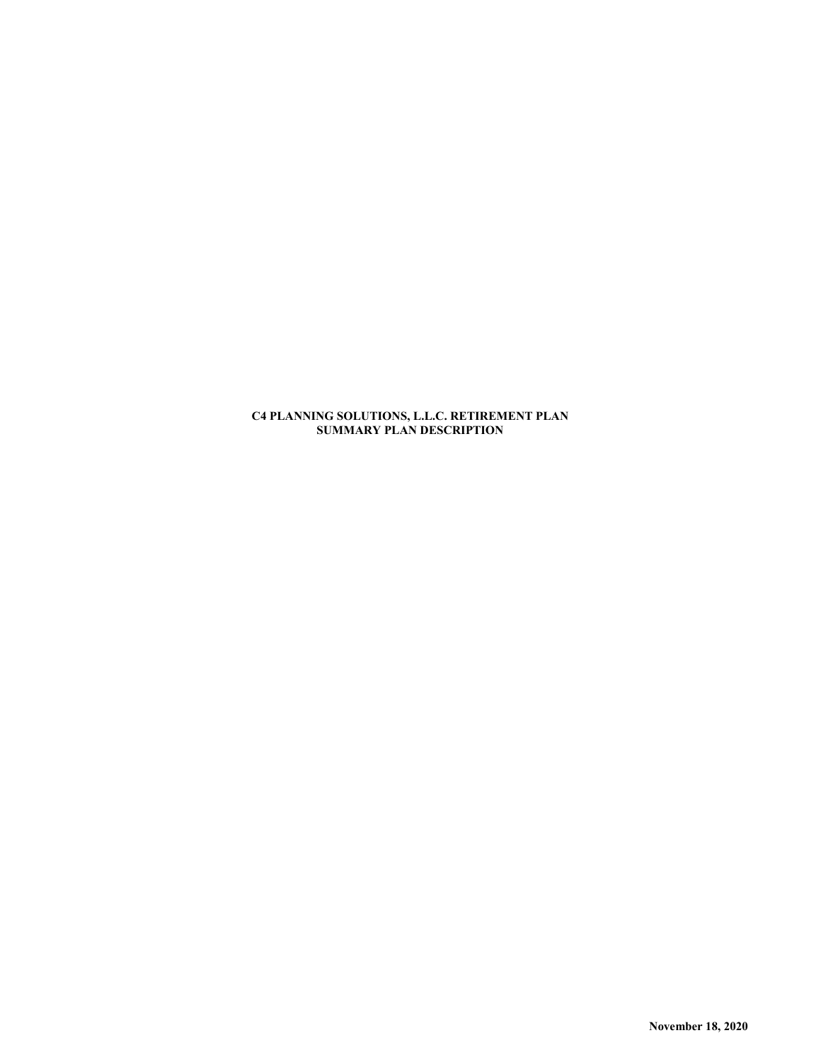# C4 PLANNING SOLUTIONS, L.L.C. RETIREMENT PLAN
# SUMMARY PLAN DESCRIPTION

**November 18, 2020**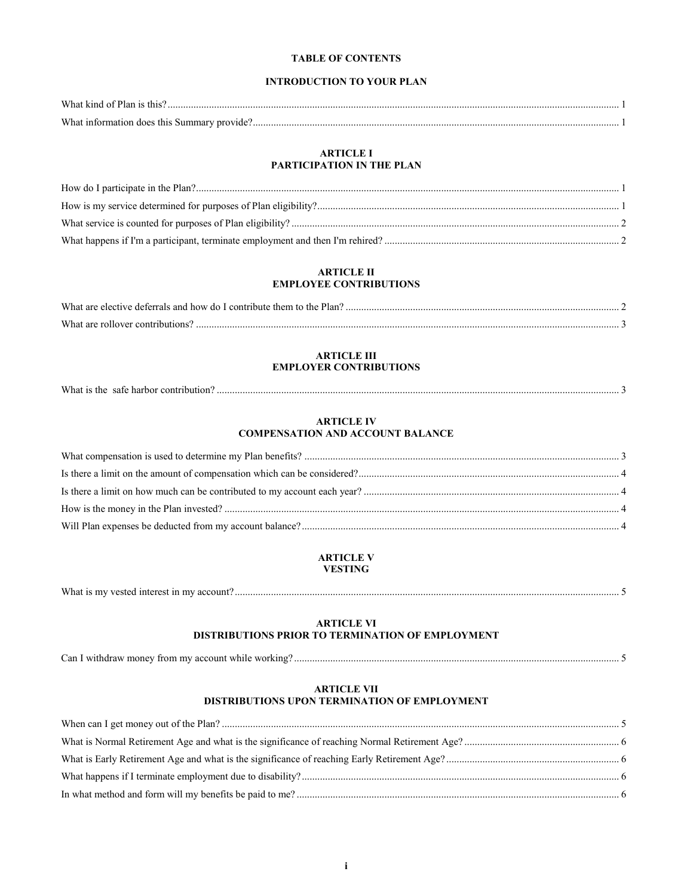**TABLE OF CONTENTS**

**INTRODUCTION TO YOUR PLAN**

What kind of Plan is this? .......... 1
What information does this Summary provide? .......... 1

**ARTICLE I**
**PARTICIPATION IN THE PLAN**

How do I participate in the Plan? .......... 1
How is my service determined for purposes of Plan eligibility? .......... 1
What service is counted for purposes of Plan eligibility? .......... 2
What happens if I'm a participant, terminate employment and then I'm rehired? .......... 2

**ARTICLE II**
**EMPLOYEE CONTRIBUTIONS**

What are elective deferrals and how do I contribute them to the Plan? .......... 2
What are rollover contributions? .......... 3

**ARTICLE III**
**EMPLOYER CONTRIBUTIONS**

What is the safe harbor contribution? .......... 3

**ARTICLE IV**
**COMPENSATION AND ACCOUNT BALANCE**

What compensation is used to determine my Plan benefits? .......... 3
Is there a limit on the amount of compensation which can be considered? .......... 4
Is there a limit on how much can be contributed to my account each year? .......... 4
How is the money in the Plan invested? .......... 4
Will Plan expenses be deducted from my account balance? .......... 4

**ARTICLE V**
**VESTING**

What is my vested interest in my account? .......... 5

**ARTICLE VI**
**DISTRIBUTIONS PRIOR TO TERMINATION OF EMPLOYMENT**

Can I withdraw money from my account while working? .......... 5

**ARTICLE VII**
**DISTRIBUTIONS UPON TERMINATION OF EMPLOYMENT**

When can I get money out of the Plan? .......... 5
What is Normal Retirement Age and what is the significance of reaching Normal Retirement Age? .......... 6
What is Early Retirement Age and what is the significance of reaching Early Retirement Age? .......... 6
What happens if I terminate employment due to disability? .......... 6
In what method and form will my benefits be paid to me? .......... 6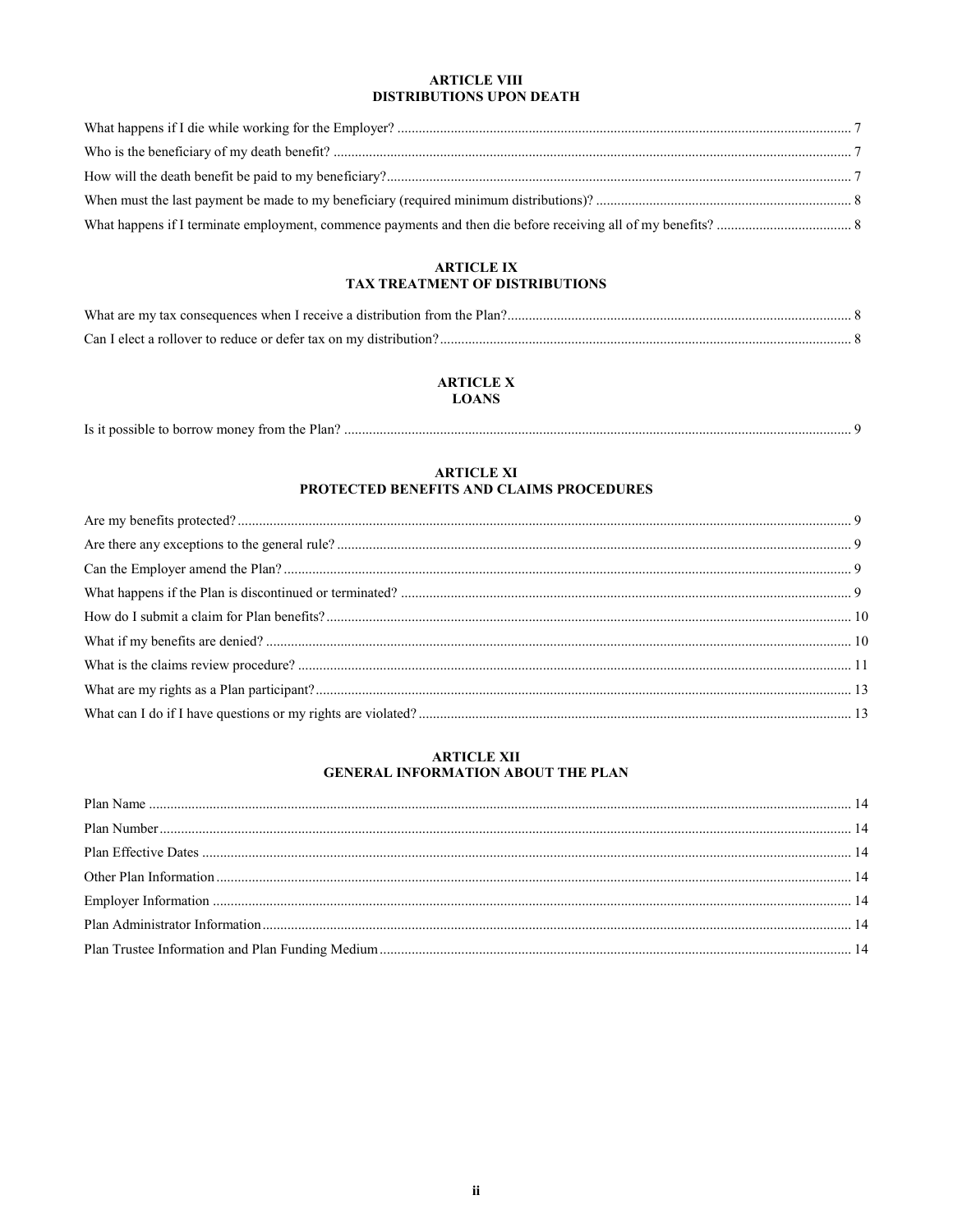## ARTICLE VIII
## DISTRIBUTIONS UPON DEATH

What happens if I die while working for the Employer? 7

Who is the beneficiary of my death benefit? 7

How will the death benefit be paid to my beneficiary? 7

When must the last payment be made to my beneficiary (required minimum distributions)? 8

What happens if I terminate employment, commence payments and then die before receiving all of my benefits? 8

## ARTICLE IX
## TAX TREATMENT OF DISTRIBUTIONS

What are my tax consequences when I receive a distribution from the Plan? 8

Can I elect a rollover to reduce or defer tax on my distribution? 8

## ARTICLE X
## LOANS

Is it possible to borrow money from the Plan? 9

## ARTICLE XI
## PROTECTED BENEFITS AND CLAIMS PROCEDURES

Are my benefits protected? 9

Are there any exceptions to the general rule? 9

Can the Employer amend the Plan? 9

What happens if the Plan is discontinued or terminated? 9

How do I submit a claim for Plan benefits? 10

What if my benefits are denied? 10

What is the claims review procedure? 11

What are my rights as a Plan participant? 13

What can I do if I have questions or my rights are violated? 13

## ARTICLE XII
## GENERAL INFORMATION ABOUT THE PLAN

Plan Name 14

Plan Number 14

Plan Effective Dates 14

Other Plan Information 14

Employer Information 14

Plan Administrator Information 14

Plan Trustee Information and Plan Funding Medium 14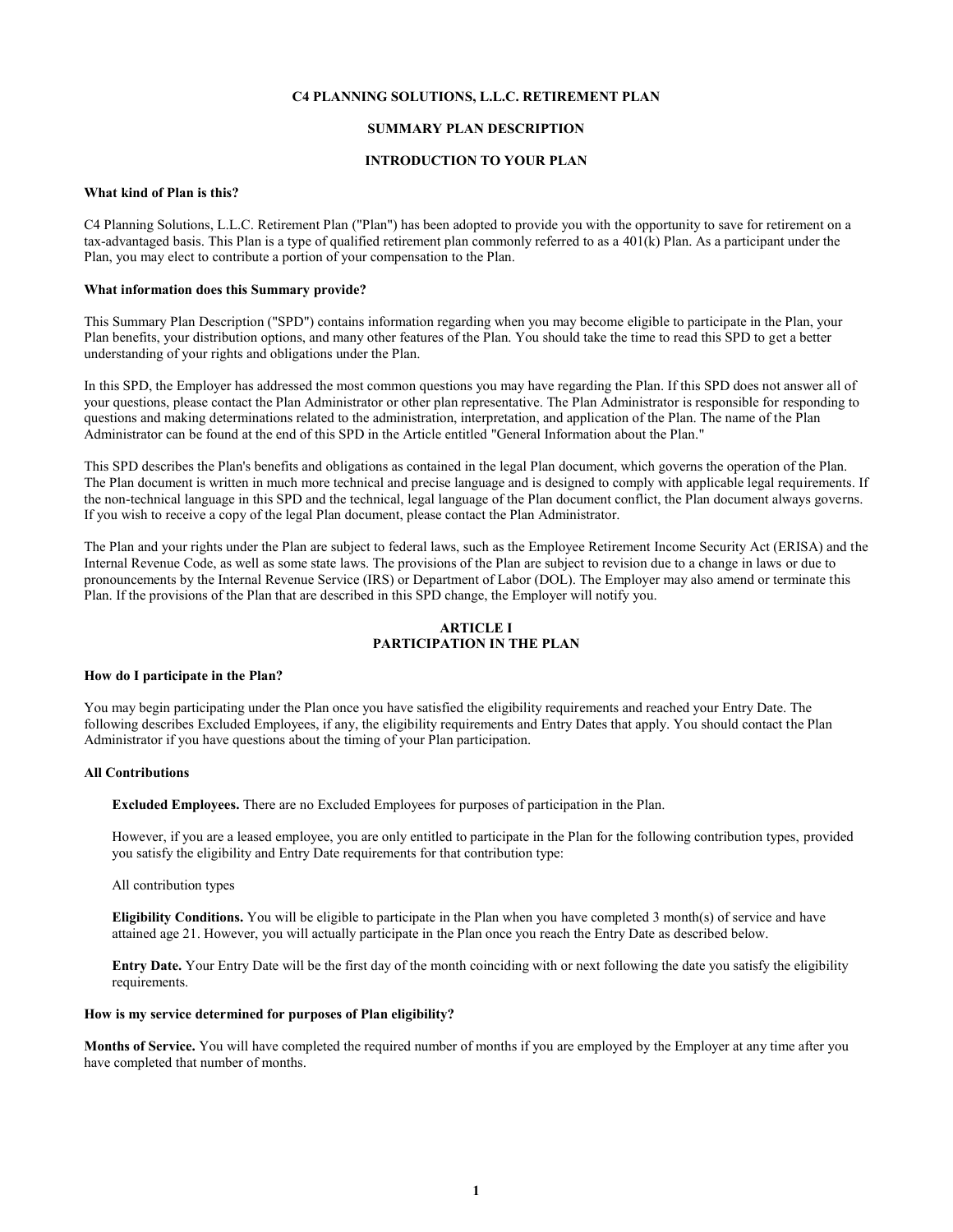# C4 PLANNING SOLUTIONS, L.L.C. RETIREMENT PLAN

## SUMMARY PLAN DESCRIPTION

## INTRODUCTION TO YOUR PLAN

**What kind of Plan is this?**

C4 Planning Solutions, L.L.C. Retirement Plan ("Plan") has been adopted to provide you with the opportunity to save for retirement on a tax-advantaged basis. This Plan is a type of qualified retirement plan commonly referred to as a 401(k) Plan. As a participant under the Plan, you may elect to contribute a portion of your compensation to the Plan.

**What information does this Summary provide?**

This Summary Plan Description ("SPD") contains information regarding when you may become eligible to participate in the Plan, your Plan benefits, your distribution options, and many other features of the Plan. You should take the time to read this SPD to get a better understanding of your rights and obligations under the Plan.

In this SPD, the Employer has addressed the most common questions you may have regarding the Plan. If this SPD does not answer all of your questions, please contact the Plan Administrator or other plan representative. The Plan Administrator is responsible for responding to questions and making determinations related to the administration, interpretation, and application of the Plan. The name of the Plan Administrator can be found at the end of this SPD in the Article entitled "General Information about the Plan."

This SPD describes the Plan's benefits and obligations as contained in the legal Plan document, which governs the operation of the Plan. The Plan document is written in much more technical and precise language and is designed to comply with applicable legal requirements. If the non-technical language in this SPD and the technical, legal language of the Plan document conflict, the Plan document always governs. If you wish to receive a copy of the legal Plan document, please contact the Plan Administrator.

The Plan and your rights under the Plan are subject to federal laws, such as the Employee Retirement Income Security Act (ERISA) and the Internal Revenue Code, as well as some state laws. The provisions of the Plan are subject to revision due to a change in laws or due to pronouncements by the Internal Revenue Service (IRS) or Department of Labor (DOL). The Employer may also amend or terminate this Plan. If the provisions of the Plan that are described in this SPD change, the Employer will notify you.

## ARTICLE I
## PARTICIPATION IN THE PLAN

**How do I participate in the Plan?**

You may begin participating under the Plan once you have satisfied the eligibility requirements and reached your Entry Date. The following describes Excluded Employees, if any, the eligibility requirements and Entry Dates that apply. You should contact the Plan Administrator if you have questions about the timing of your Plan participation.

**All Contributions**

**Excluded Employees.** There are no Excluded Employees for purposes of participation in the Plan.

However, if you are a leased employee, you are only entitled to participate in the Plan for the following contribution types, provided you satisfy the eligibility and Entry Date requirements for that contribution type:

All contribution types

**Eligibility Conditions.** You will be eligible to participate in the Plan when you have completed 3 month(s) of service and have attained age 21. However, you will actually participate in the Plan once you reach the Entry Date as described below.

**Entry Date.** Your Entry Date will be the first day of the month coinciding with or next following the date you satisfy the eligibility requirements.

**How is my service determined for purposes of Plan eligibility?**

**Months of Service.** You will have completed the required number of months if you are employed by the Employer at any time after you have completed that number of months.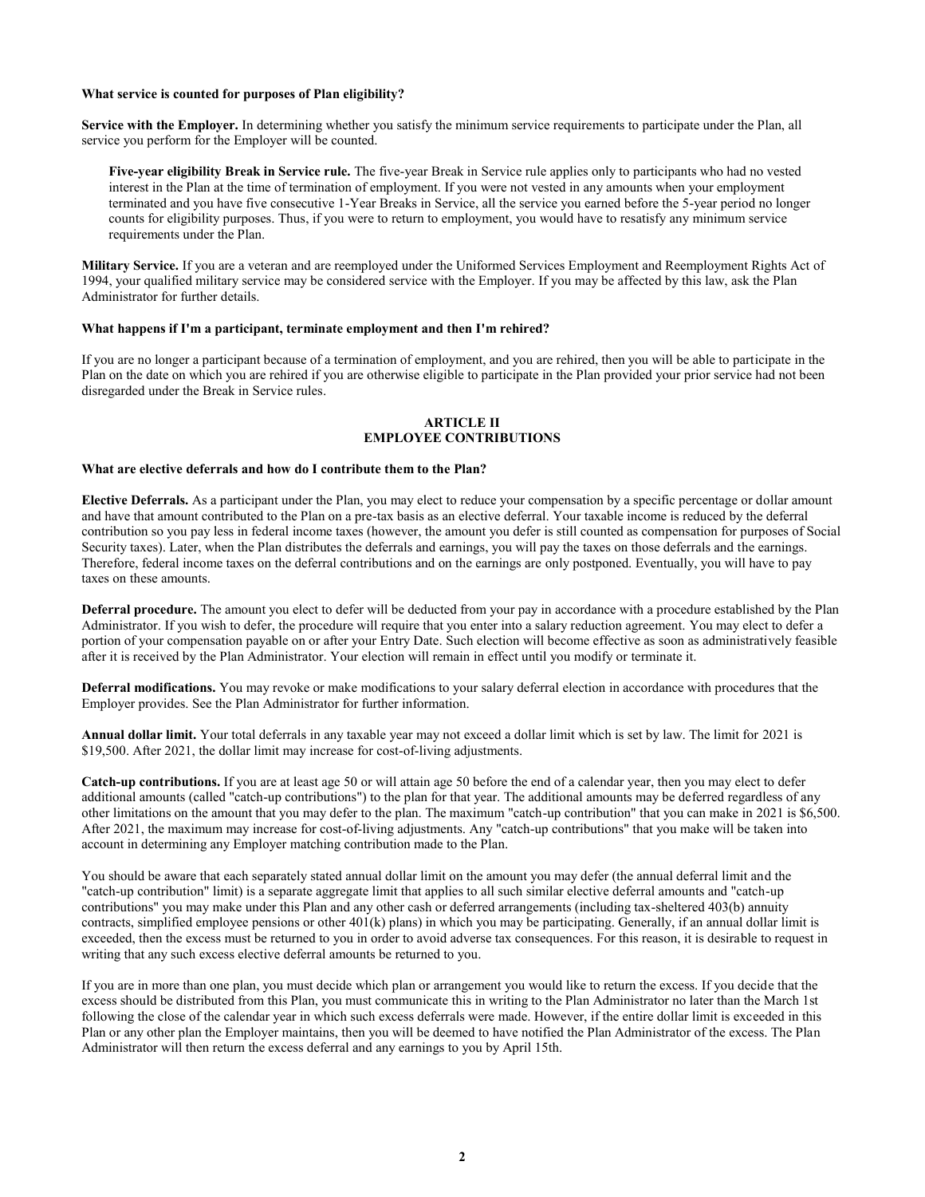**What service is counted for purposes of Plan eligibility?**

**Service with the Employer.** In determining whether you satisfy the minimum service requirements to participate under the Plan, all service you perform for the Employer will be counted.

> **Five-year eligibility Break in Service rule.** The five-year Break in Service rule applies only to participants who had no vested interest in the Plan at the time of termination of employment. If you were not vested in any amounts when your employment terminated and you have five consecutive 1-Year Breaks in Service, all the service you earned before the 5-year period no longer counts for eligibility purposes. Thus, if you were to return to employment, you would have to resatisfy any minimum service requirements under the Plan.

**Military Service.** If you are a veteran and are reemployed under the Uniformed Services Employment and Reemployment Rights Act of 1994, your qualified military service may be considered service with the Employer. If you may be affected by this law, ask the Plan Administrator for further details.

**What happens if I'm a participant, terminate employment and then I'm rehired?**

If you are no longer a participant because of a termination of employment, and you are rehired, then you will be able to participate in the Plan on the date on which you are rehired if you are otherwise eligible to participate in the Plan provided your prior service had not been disregarded under the Break in Service rules.

## ARTICLE II
## EMPLOYEE CONTRIBUTIONS

**What are elective deferrals and how do I contribute them to the Plan?**

**Elective Deferrals.** As a participant under the Plan, you may elect to reduce your compensation by a specific percentage or dollar amount and have that amount contributed to the Plan on a pre-tax basis as an elective deferral. Your taxable income is reduced by the deferral contribution so you pay less in federal income taxes (however, the amount you defer is still counted as compensation for purposes of Social Security taxes). Later, when the Plan distributes the deferrals and earnings, you will pay the taxes on those deferrals and the earnings. Therefore, federal income taxes on the deferral contributions and on the earnings are only postponed. Eventually, you will have to pay taxes on these amounts.

**Deferral procedure.** The amount you elect to defer will be deducted from your pay in accordance with a procedure established by the Plan Administrator. If you wish to defer, the procedure will require that you enter into a salary reduction agreement. You may elect to defer a portion of your compensation payable on or after your Entry Date. Such election will become effective as soon as administratively feasible after it is received by the Plan Administrator. Your election will remain in effect until you modify or terminate it.

**Deferral modifications.** You may revoke or make modifications to your salary deferral election in accordance with procedures that the Employer provides. See the Plan Administrator for further information.

**Annual dollar limit.** Your total deferrals in any taxable year may not exceed a dollar limit which is set by law. The limit for 2021 is $19,500. After 2021, the dollar limit may increase for cost-of-living adjustments.

**Catch-up contributions.** If you are at least age 50 or will attain age 50 before the end of a calendar year, then you may elect to defer additional amounts (called "catch-up contributions") to the plan for that year. The additional amounts may be deferred regardless of any other limitations on the amount that you may defer to the plan. The maximum "catch-up contribution" that you can make in 2021 is $6,500. After 2021, the maximum may increase for cost-of-living adjustments. Any "catch-up contributions" that you make will be taken into account in determining any Employer matching contribution made to the Plan.

You should be aware that each separately stated annual dollar limit on the amount you may defer (the annual deferral limit and the "catch-up contribution" limit) is a separate aggregate limit that applies to all such similar elective deferral amounts and "catch-up contributions" you may make under this Plan and any other cash or deferred arrangements (including tax-sheltered 403(b) annuity contracts, simplified employee pensions or other 401(k) plans) in which you may be participating. Generally, if an annual dollar limit is exceeded, then the excess must be returned to you in order to avoid adverse tax consequences. For this reason, it is desirable to request in writing that any such excess elective deferral amounts be returned to you.

If you are in more than one plan, you must decide which plan or arrangement you would like to return the excess. If you decide that the excess should be distributed from this Plan, you must communicate this in writing to the Plan Administrator no later than the March 1st following the close of the calendar year in which such excess deferrals were made. However, if the entire dollar limit is exceeded in this Plan or any other plan the Employer maintains, then you will be deemed to have notified the Plan Administrator of the excess. The Plan Administrator will then return the excess deferral and any earnings to you by April 15th.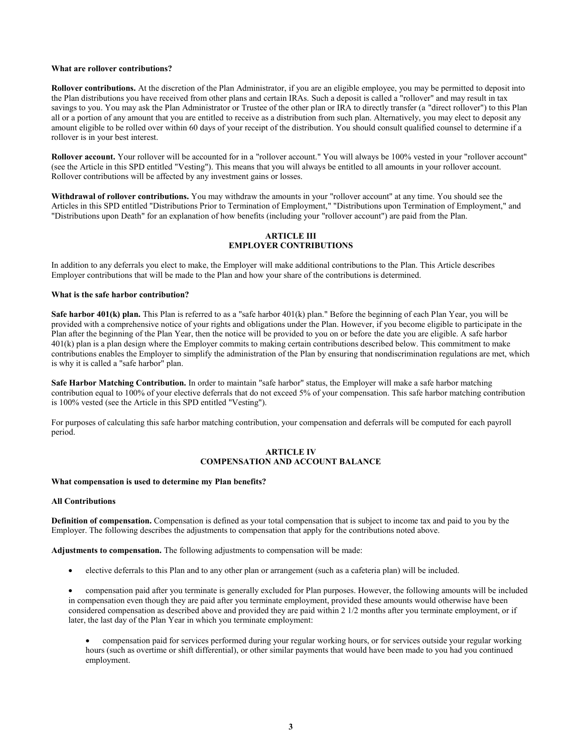**What are rollover contributions?**

**Rollover contributions.** At the discretion of the Plan Administrator, if you are an eligible employee, you may be permitted to deposit into the Plan distributions you have received from other plans and certain IRAs. Such a deposit is called a "rollover" and may result in tax savings to you. You may ask the Plan Administrator or Trustee of the other plan or IRA to directly transfer (a "direct rollover") to this Plan all or a portion of any amount that you are entitled to receive as a distribution from such plan. Alternatively, you may elect to deposit any amount eligible to be rolled over within 60 days of your receipt of the distribution. You should consult qualified counsel to determine if a rollover is in your best interest.

**Rollover account.** Your rollover will be accounted for in a "rollover account." You will always be 100% vested in your "rollover account" (see the Article in this SPD entitled "Vesting"). This means that you will always be entitled to all amounts in your rollover account. Rollover contributions will be affected by any investment gains or losses.

**Withdrawal of rollover contributions.** You may withdraw the amounts in your "rollover account" at any time. You should see the Articles in this SPD entitled "Distributions Prior to Termination of Employment," "Distributions upon Termination of Employment," and "Distributions upon Death" for an explanation of how benefits (including your "rollover account") are paid from the Plan.

## ARTICLE III
## EMPLOYER CONTRIBUTIONS

In addition to any deferrals you elect to make, the Employer will make additional contributions to the Plan. This Article describes Employer contributions that will be made to the Plan and how your share of the contributions is determined.

**What is the safe harbor contribution?**

**Safe harbor 401(k) plan.** This Plan is referred to as a "safe harbor 401(k) plan." Before the beginning of each Plan Year, you will be provided with a comprehensive notice of your rights and obligations under the Plan. However, if you become eligible to participate in the Plan after the beginning of the Plan Year, then the notice will be provided to you on or before the date you are eligible. A safe harbor 401(k) plan is a plan design where the Employer commits to making certain contributions described below. This commitment to make contributions enables the Employer to simplify the administration of the Plan by ensuring that nondiscrimination regulations are met, which is why it is called a "safe harbor" plan.

**Safe Harbor Matching Contribution.** In order to maintain "safe harbor" status, the Employer will make a safe harbor matching contribution equal to 100% of your elective deferrals that do not exceed 5% of your compensation. This safe harbor matching contribution is 100% vested (see the Article in this SPD entitled "Vesting").

For purposes of calculating this safe harbor matching contribution, your compensation and deferrals will be computed for each payroll period.

## ARTICLE IV
## COMPENSATION AND ACCOUNT BALANCE

**What compensation is used to determine my Plan benefits?**

**All Contributions**

**Definition of compensation.** Compensation is defined as your total compensation that is subject to income tax and paid to you by the Employer. The following describes the adjustments to compensation that apply for the contributions noted above.

**Adjustments to compensation.** The following adjustments to compensation will be made:

- elective deferrals to this Plan and to any other plan or arrangement (such as a cafeteria plan) will be included.
- compensation paid after you terminate is generally excluded for Plan purposes. However, the following amounts will be included in compensation even though they are paid after you terminate employment, provided these amounts would otherwise have been considered compensation as described above and provided they are paid within 2 1/2 months after you terminate employment, or if later, the last day of the Plan Year in which you terminate employment:
  - compensation paid for services performed during your regular working hours, or for services outside your regular working hours (such as overtime or shift differential), or other similar payments that would have been made to you had you continued employment.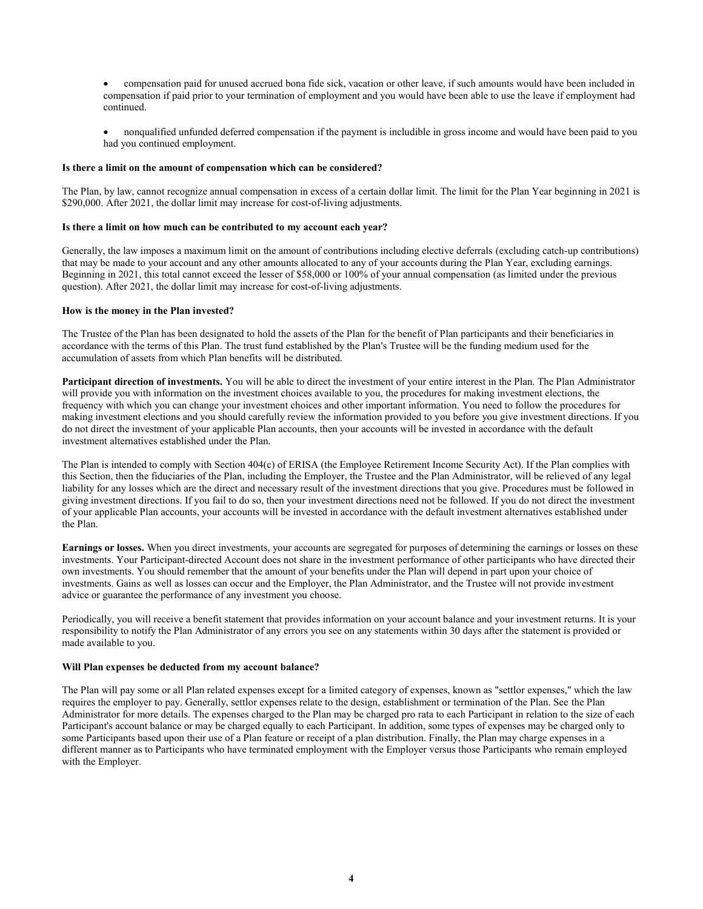- compensation paid for unused accrued bona fide sick, vacation or other leave, if such amounts would have been included in compensation if paid prior to your termination of employment and you would have been able to use the leave if employment had continued.

- nonqualified unfunded deferred compensation if the payment is includible in gross income and would have been paid to you had you continued employment.

**Is there a limit on the amount of compensation which can be considered?**

The Plan, by law, cannot recognize annual compensation in excess of a certain dollar limit. The limit for the Plan Year beginning in 2021 is $290,000. After 2021, the dollar limit may increase for cost-of-living adjustments.

**Is there a limit on how much can be contributed to my account each year?**

Generally, the law imposes a maximum limit on the amount of contributions including elective deferrals (excluding catch-up contributions) that may be made to your account and any other amounts allocated to any of your accounts during the Plan Year, excluding earnings. Beginning in 2021, this total cannot exceed the lesser of $58,000 or 100% of your annual compensation (as limited under the previous question). After 2021, the dollar limit may increase for cost-of-living adjustments.

**How is the money in the Plan invested?**

The Trustee of the Plan has been designated to hold the assets of the Plan for the benefit of Plan participants and their beneficiaries in accordance with the terms of this Plan. The trust fund established by the Plan's Trustee will be the funding medium used for the accumulation of assets from which Plan benefits will be distributed.

**Participant direction of investments.** You will be able to direct the investment of your entire interest in the Plan. The Plan Administrator will provide you with information on the investment choices available to you, the procedures for making investment elections, the frequency with which you can change your investment choices and other important information. You need to follow the procedures for making investment elections and you should carefully review the information provided to you before you give investment directions. If you do not direct the investment of your applicable Plan accounts, then your accounts will be invested in accordance with the default investment alternatives established under the Plan.

The Plan is intended to comply with Section 404(c) of ERISA (the Employee Retirement Income Security Act). If the Plan complies with this Section, then the fiduciaries of the Plan, including the Employer, the Trustee and the Plan Administrator, will be relieved of any legal liability for any losses which are the direct and necessary result of the investment directions that you give. Procedures must be followed in giving investment directions. If you fail to do so, then your investment directions need not be followed. If you do not direct the investment of your applicable Plan accounts, your accounts will be invested in accordance with the default investment alternatives established under the Plan.

**Earnings or losses.** When you direct investments, your accounts are segregated for purposes of determining the earnings or losses on these investments. Your Participant-directed Account does not share in the investment performance of other participants who have directed their own investments. You should remember that the amount of your benefits under the Plan will depend in part upon your choice of investments. Gains as well as losses can occur and the Employer, the Plan Administrator, and the Trustee will not provide investment advice or guarantee the performance of any investment you choose.

Periodically, you will receive a benefit statement that provides information on your account balance and your investment returns. It is your responsibility to notify the Plan Administrator of any errors you see on any statements within 30 days after the statement is provided or made available to you.

**Will Plan expenses be deducted from my account balance?**

The Plan will pay some or all Plan related expenses except for a limited category of expenses, known as "settlor expenses," which the law requires the employer to pay. Generally, settlor expenses relate to the design, establishment or termination of the Plan. See the Plan Administrator for more details. The expenses charged to the Plan may be charged pro rata to each Participant in relation to the size of each Participant's account balance or may be charged equally to each Participant. In addition, some types of expenses may be charged only to some Participants based upon their use of a Plan feature or receipt of a plan distribution. Finally, the Plan may charge expenses in a different manner as to Participants who have terminated employment with the Employer versus those Participants who remain employed with the Employer.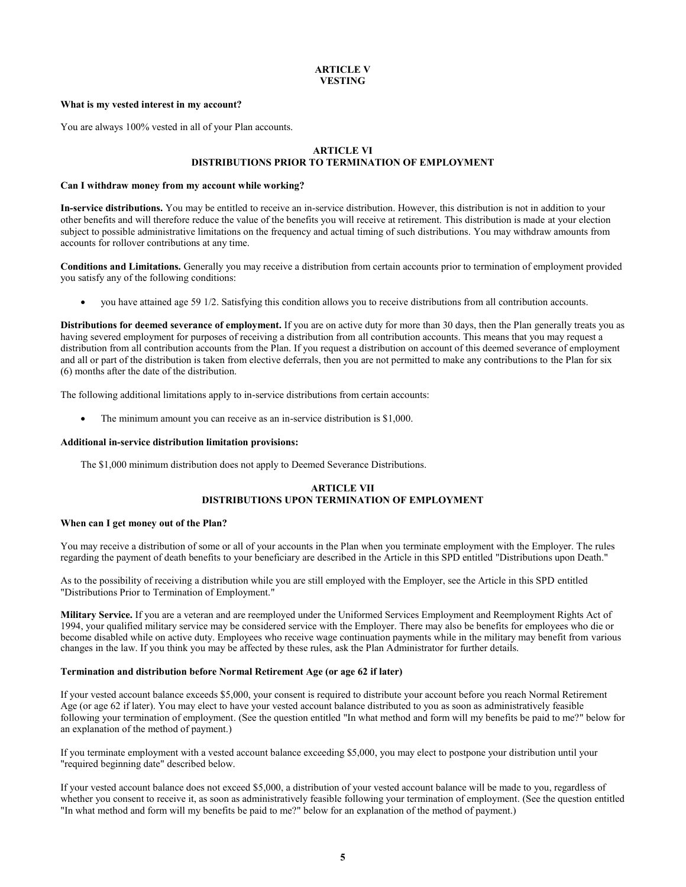# ARTICLE V
# VESTING

**What is my vested interest in my account?**

You are always 100% vested in all of your Plan accounts.

# ARTICLE VI
# DISTRIBUTIONS PRIOR TO TERMINATION OF EMPLOYMENT

**Can I withdraw money from my account while working?**

**In-service distributions.** You may be entitled to receive an in-service distribution. However, this distribution is not in addition to your other benefits and will therefore reduce the value of the benefits you will receive at retirement. This distribution is made at your election subject to possible administrative limitations on the frequency and actual timing of such distributions. You may withdraw amounts from accounts for rollover contributions at any time.

**Conditions and Limitations.** Generally you may receive a distribution from certain accounts prior to termination of employment provided you satisfy any of the following conditions:

- you have attained age 59 1/2. Satisfying this condition allows you to receive distributions from all contribution accounts.

**Distributions for deemed severance of employment.** If you are on active duty for more than 30 days, then the Plan generally treats you as having severed employment for purposes of receiving a distribution from all contribution accounts. This means that you may request a distribution from all contribution accounts from the Plan. If you request a distribution on account of this deemed severance of employment and all or part of the distribution is taken from elective deferrals, then you are not permitted to make any contributions to the Plan for six (6) months after the date of the distribution.

The following additional limitations apply to in-service distributions from certain accounts:

- The minimum amount you can receive as an in-service distribution is $1,000.

**Additional in-service distribution limitation provisions:**

The $1,000 minimum distribution does not apply to Deemed Severance Distributions.

# ARTICLE VII
# DISTRIBUTIONS UPON TERMINATION OF EMPLOYMENT

**When can I get money out of the Plan?**

You may receive a distribution of some or all of your accounts in the Plan when you terminate employment with the Employer. The rules regarding the payment of death benefits to your beneficiary are described in the Article in this SPD entitled "Distributions upon Death."

As to the possibility of receiving a distribution while you are still employed with the Employer, see the Article in this SPD entitled "Distributions Prior to Termination of Employment."

**Military Service.** If you are a veteran and are reemployed under the Uniformed Services Employment and Reemployment Rights Act of 1994, your qualified military service may be considered service with the Employer. There may also be benefits for employees who die or become disabled while on active duty. Employees who receive wage continuation payments while in the military may benefit from various changes in the law. If you think you may be affected by these rules, ask the Plan Administrator for further details.

**Termination and distribution before Normal Retirement Age (or age 62 if later)**

If your vested account balance exceeds $5,000, your consent is required to distribute your account before you reach Normal Retirement Age (or age 62 if later). You may elect to have your vested account balance distributed to you as soon as administratively feasible following your termination of employment. (See the question entitled "In what method and form will my benefits be paid to me?" below for an explanation of the method of payment.)

If you terminate employment with a vested account balance exceeding $5,000, you may elect to postpone your distribution until your "required beginning date" described below.

If your vested account balance does not exceed $5,000, a distribution of your vested account balance will be made to you, regardless of whether you consent to receive it, as soon as administratively feasible following your termination of employment. (See the question entitled "In what method and form will my benefits be paid to me?" below for an explanation of the method of payment.)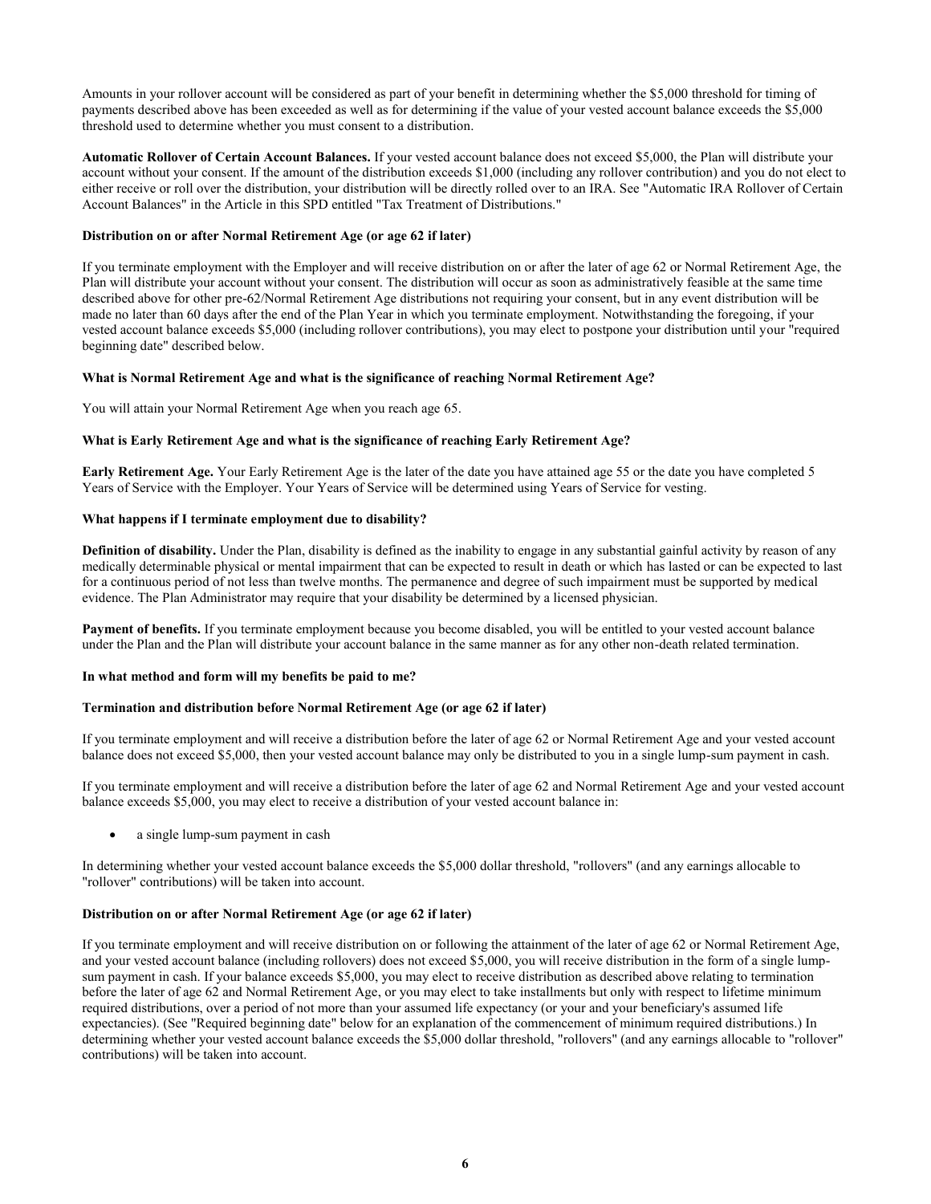Amounts in your rollover account will be considered as part of your benefit in determining whether the $5,000 threshold for timing of payments described above has been exceeded as well as for determining if the value of your vested account balance exceeds the $5,000 threshold used to determine whether you must consent to a distribution.

**Automatic Rollover of Certain Account Balances.** If your vested account balance does not exceed $5,000, the Plan will distribute your account without your consent. If the amount of the distribution exceeds $1,000 (including any rollover contribution) and you do not elect to either receive or roll over the distribution, your distribution will be directly rolled over to an IRA. See "Automatic IRA Rollover of Certain Account Balances" in the Article in this SPD entitled "Tax Treatment of Distributions."

**Distribution on or after Normal Retirement Age (or age 62 if later)**

If you terminate employment with the Employer and will receive distribution on or after the later of age 62 or Normal Retirement Age, the Plan will distribute your account without your consent. The distribution will occur as soon as administratively feasible at the same time described above for other pre-62/Normal Retirement Age distributions not requiring your consent, but in any event distribution will be made no later than 60 days after the end of the Plan Year in which you terminate employment. Notwithstanding the foregoing, if your vested account balance exceeds $5,000 (including rollover contributions), you may elect to postpone your distribution until your "required beginning date" described below.

**What is Normal Retirement Age and what is the significance of reaching Normal Retirement Age?**

You will attain your Normal Retirement Age when you reach age 65.

**What is Early Retirement Age and what is the significance of reaching Early Retirement Age?**

**Early Retirement Age.** Your Early Retirement Age is the later of the date you have attained age 55 or the date you have completed 5 Years of Service with the Employer. Your Years of Service will be determined using Years of Service for vesting.

**What happens if I terminate employment due to disability?**

**Definition of disability.** Under the Plan, disability is defined as the inability to engage in any substantial gainful activity by reason of any medically determinable physical or mental impairment that can be expected to result in death or which has lasted or can be expected to last for a continuous period of not less than twelve months. The permanence and degree of such impairment must be supported by medical evidence. The Plan Administrator may require that your disability be determined by a licensed physician.

**Payment of benefits.** If you terminate employment because you become disabled, you will be entitled to your vested account balance under the Plan and the Plan will distribute your account balance in the same manner as for any other non-death related termination.

**In what method and form will my benefits be paid to me?**

**Termination and distribution before Normal Retirement Age (or age 62 if later)**

If you terminate employment and will receive a distribution before the later of age 62 or Normal Retirement Age and your vested account balance does not exceed $5,000, then your vested account balance may only be distributed to you in a single lump-sum payment in cash.

If you terminate employment and will receive a distribution before the later of age 62 and Normal Retirement Age and your vested account balance exceeds $5,000, you may elect to receive a distribution of your vested account balance in:

- a single lump-sum payment in cash

In determining whether your vested account balance exceeds the $5,000 dollar threshold, "rollovers" (and any earnings allocable to "rollover" contributions) will be taken into account.

**Distribution on or after Normal Retirement Age (or age 62 if later)**

If you terminate employment and will receive distribution on or following the attainment of the later of age 62 or Normal Retirement Age, and your vested account balance (including rollovers) does not exceed $5,000, you will receive distribution in the form of a single lump-sum payment in cash. If your balance exceeds $5,000, you may elect to receive distribution as described above relating to termination before the later of age 62 and Normal Retirement Age, or you may elect to take installments but only with respect to lifetime minimum required distributions, over a period of not more than your assumed life expectancy (or your and your beneficiary's assumed life expectancies). (See "Required beginning date" below for an explanation of the commencement of minimum required distributions.) In determining whether your vested account balance exceeds the $5,000 dollar threshold, "rollovers" (and any earnings allocable to "rollover" contributions) will be taken into account.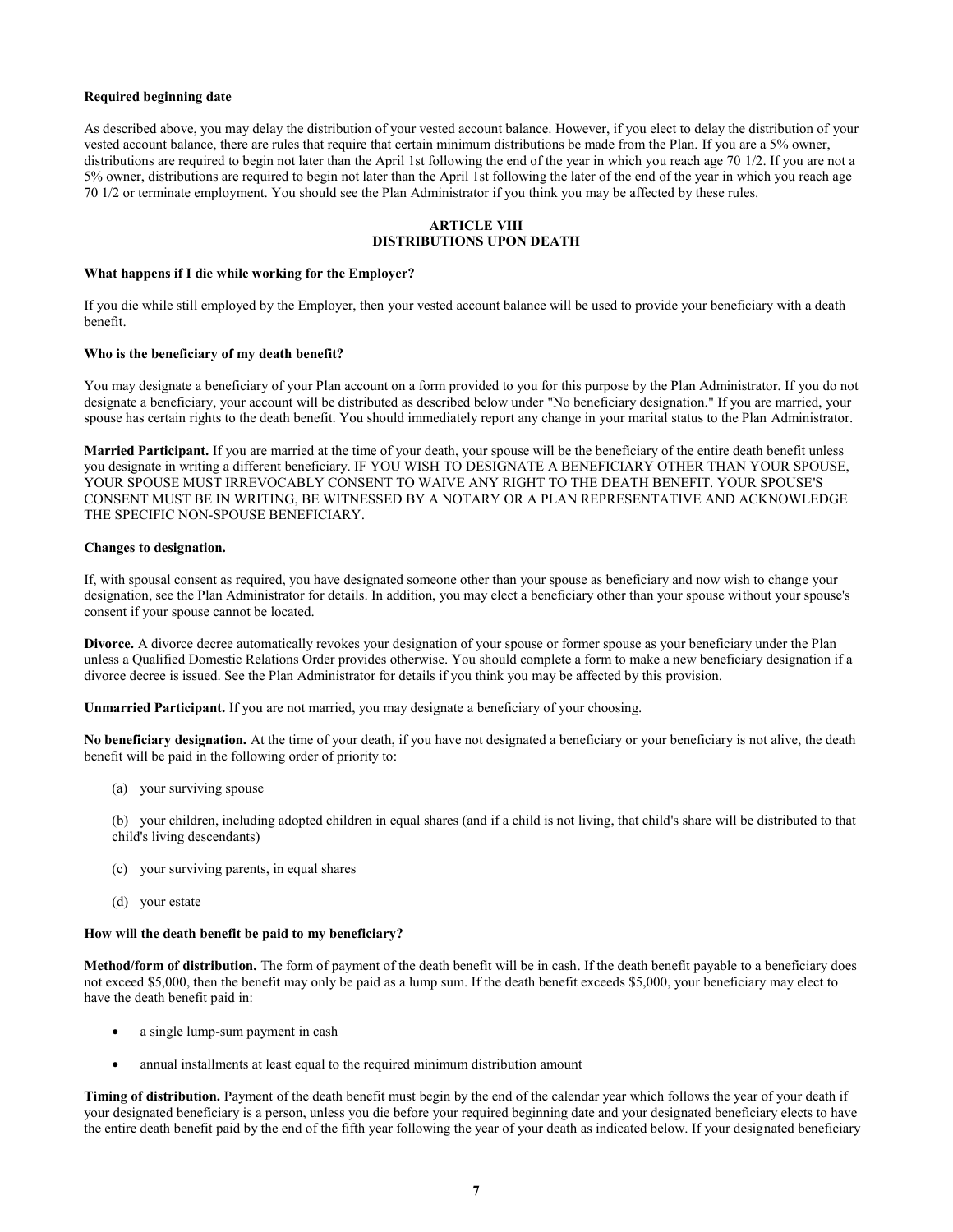**Required beginning date**

As described above, you may delay the distribution of your vested account balance. However, if you elect to delay the distribution of your vested account balance, there are rules that require that certain minimum distributions be made from the Plan. If you are a 5% owner, distributions are required to begin not later than the April 1st following the end of the year in which you reach age 70 1/2. If you are not a 5% owner, distributions are required to begin not later than the April 1st following the later of the end of the year in which you reach age 70 1/2 or terminate employment. You should see the Plan Administrator if you think you may be affected by these rules.

## ARTICLE VIII
## DISTRIBUTIONS UPON DEATH

**What happens if I die while working for the Employer?**

If you die while still employed by the Employer, then your vested account balance will be used to provide your beneficiary with a death benefit.

**Who is the beneficiary of my death benefit?**

You may designate a beneficiary of your Plan account on a form provided to you for this purpose by the Plan Administrator. If you do not designate a beneficiary, your account will be distributed as described below under "No beneficiary designation." If you are married, your spouse has certain rights to the death benefit. You should immediately report any change in your marital status to the Plan Administrator.

**Married Participant.** If you are married at the time of your death, your spouse will be the beneficiary of the entire death benefit unless you designate in writing a different beneficiary. IF YOU WISH TO DESIGNATE A BENEFICIARY OTHER THAN YOUR SPOUSE, YOUR SPOUSE MUST IRREVOCABLY CONSENT TO WAIVE ANY RIGHT TO THE DEATH BENEFIT. YOUR SPOUSE'S CONSENT MUST BE IN WRITING, BE WITNESSED BY A NOTARY OR A PLAN REPRESENTATIVE AND ACKNOWLEDGE THE SPECIFIC NON-SPOUSE BENEFICIARY.

**Changes to designation.**

If, with spousal consent as required, you have designated someone other than your spouse as beneficiary and now wish to change your designation, see the Plan Administrator for details. In addition, you may elect a beneficiary other than your spouse without your spouse's consent if your spouse cannot be located.

**Divorce.** A divorce decree automatically revokes your designation of your spouse or former spouse as your beneficiary under the Plan unless a Qualified Domestic Relations Order provides otherwise. You should complete a form to make a new beneficiary designation if a divorce decree is issued. See the Plan Administrator for details if you think you may be affected by this provision.

**Unmarried Participant.** If you are not married, you may designate a beneficiary of your choosing.

**No beneficiary designation.** At the time of your death, if you have not designated a beneficiary or your beneficiary is not alive, the death benefit will be paid in the following order of priority to:

(a) your surviving spouse

(b) your children, including adopted children in equal shares (and if a child is not living, that child's share will be distributed to that child's living descendants)

(c) your surviving parents, in equal shares

(d) your estate

**How will the death benefit be paid to my beneficiary?**

**Method/form of distribution.** The form of payment of the death benefit will be in cash. If the death benefit payable to a beneficiary does not exceed $5,000, then the benefit may only be paid as a lump sum. If the death benefit exceeds $5,000, your beneficiary may elect to have the death benefit paid in:

- a single lump-sum payment in cash
- annual installments at least equal to the required minimum distribution amount

**Timing of distribution.** Payment of the death benefit must begin by the end of the calendar year which follows the year of your death if your designated beneficiary is a person, unless you die before your required beginning date and your designated beneficiary elects to have the entire death benefit paid by the end of the fifth year following the year of your death as indicated below. If your designated beneficiary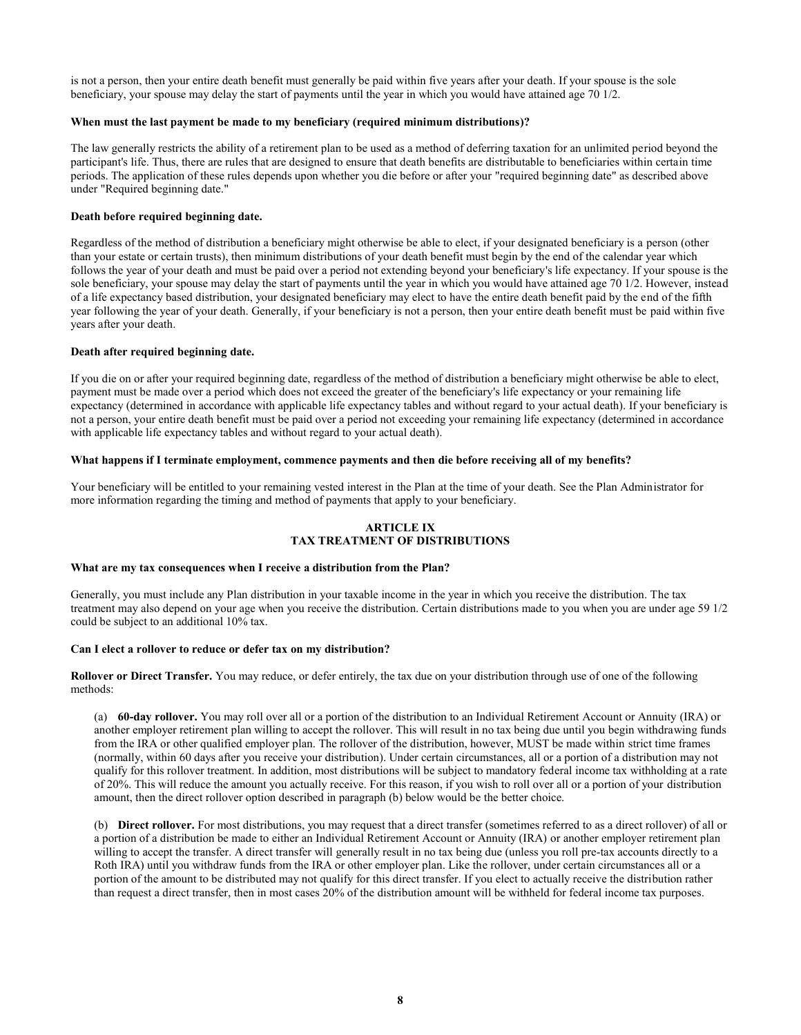is not a person, then your entire death benefit must generally be paid within five years after your death. If your spouse is the sole beneficiary, your spouse may delay the start of payments until the year in which you would have attained age 70 1/2.

**When must the last payment be made to my beneficiary (required minimum distributions)?**

The law generally restricts the ability of a retirement plan to be used as a method of deferring taxation for an unlimited period beyond the participant's life. Thus, there are rules that are designed to ensure that death benefits are distributable to beneficiaries within certain time periods. The application of these rules depends upon whether you die before or after your "required beginning date" as described above under "Required beginning date."

**Death before required beginning date.**

Regardless of the method of distribution a beneficiary might otherwise be able to elect, if your designated beneficiary is a person (other than your estate or certain trusts), then minimum distributions of your death benefit must begin by the end of the calendar year which follows the year of your death and must be paid over a period not extending beyond your beneficiary's life expectancy. If your spouse is the sole beneficiary, your spouse may delay the start of payments until the year in which you would have attained age 70 1/2. However, instead of a life expectancy based distribution, your designated beneficiary may elect to have the entire death benefit paid by the end of the fifth year following the year of your death. Generally, if your beneficiary is not a person, then your entire death benefit must be paid within five years after your death.

**Death after required beginning date.**

If you die on or after your required beginning date, regardless of the method of distribution a beneficiary might otherwise be able to elect, payment must be made over a period which does not exceed the greater of the beneficiary's life expectancy or your remaining life expectancy (determined in accordance with applicable life expectancy tables and without regard to your actual death). If your beneficiary is not a person, your entire death benefit must be paid over a period not exceeding your remaining life expectancy (determined in accordance with applicable life expectancy tables and without regard to your actual death).

**What happens if I terminate employment, commence payments and then die before receiving all of my benefits?**

Your beneficiary will be entitled to your remaining vested interest in the Plan at the time of your death. See the Plan Administrator for more information regarding the timing and method of payments that apply to your beneficiary.

## ARTICLE IX
## TAX TREATMENT OF DISTRIBUTIONS

**What are my tax consequences when I receive a distribution from the Plan?**

Generally, you must include any Plan distribution in your taxable income in the year in which you receive the distribution. The tax treatment may also depend on your age when you receive the distribution. Certain distributions made to you when you are under age 59 1/2 could be subject to an additional 10% tax.

**Can I elect a rollover to reduce or defer tax on my distribution?**

**Rollover or Direct Transfer.** You may reduce, or defer entirely, the tax due on your distribution through use of one of the following methods:

(a) **60-day rollover.** You may roll over all or a portion of the distribution to an Individual Retirement Account or Annuity (IRA) or another employer retirement plan willing to accept the rollover. This will result in no tax being due until you begin withdrawing funds from the IRA or other qualified employer plan. The rollover of the distribution, however, MUST be made within strict time frames (normally, within 60 days after you receive your distribution). Under certain circumstances, all or a portion of a distribution may not qualify for this rollover treatment. In addition, most distributions will be subject to mandatory federal income tax withholding at a rate of 20%. This will reduce the amount you actually receive. For this reason, if you wish to roll over all or a portion of your distribution amount, then the direct rollover option described in paragraph (b) below would be the better choice.

(b) **Direct rollover.** For most distributions, you may request that a direct transfer (sometimes referred to as a direct rollover) of all or a portion of a distribution be made to either an Individual Retirement Account or Annuity (IRA) or another employer retirement plan willing to accept the transfer. A direct transfer will generally result in no tax being due (unless you roll pre-tax accounts directly to a Roth IRA) until you withdraw funds from the IRA or other employer plan. Like the rollover, under certain circumstances all or a portion of the amount to be distributed may not qualify for this direct transfer. If you elect to actually receive the distribution rather than request a direct transfer, then in most cases 20% of the distribution amount will be withheld for federal income tax purposes.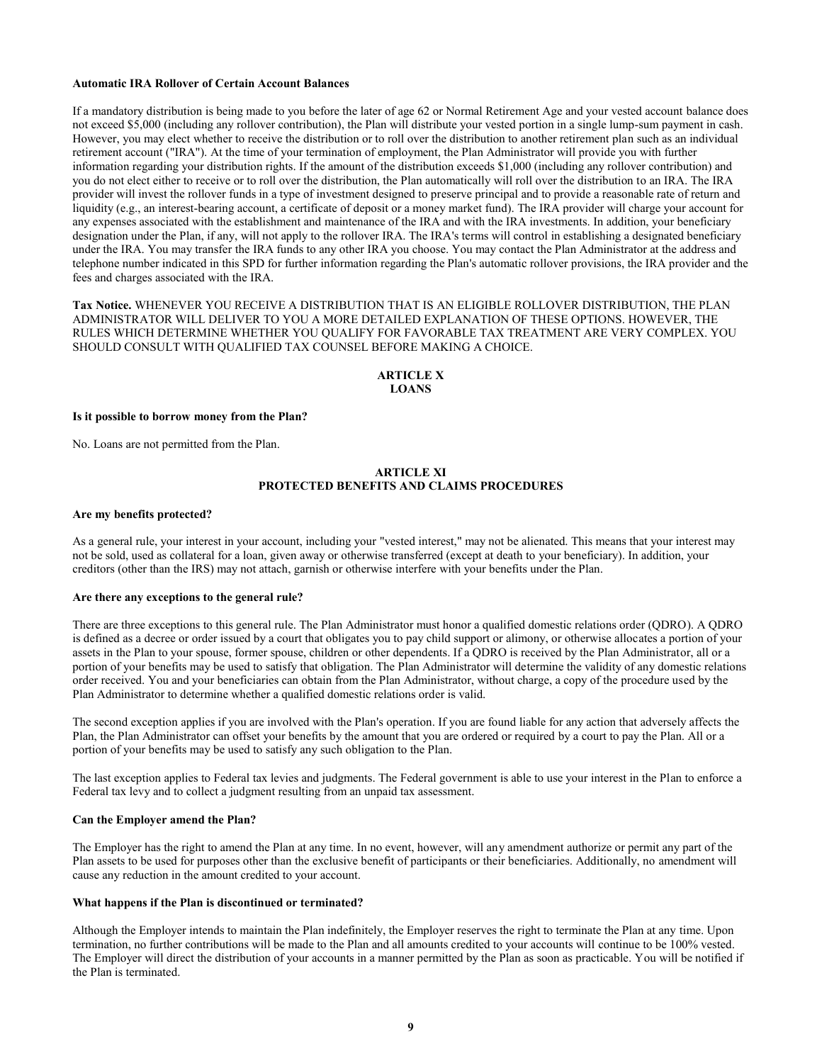**Automatic IRA Rollover of Certain Account Balances**

If a mandatory distribution is being made to you before the later of age 62 or Normal Retirement Age and your vested account balance does not exceed $5,000 (including any rollover contribution), the Plan will distribute your vested portion in a single lump-sum payment in cash. However, you may elect whether to receive the distribution or to roll over the distribution to another retirement plan such as an individual retirement account ("IRA"). At the time of your termination of employment, the Plan Administrator will provide you with further information regarding your distribution rights. If the amount of the distribution exceeds $1,000 (including any rollover contribution) and you do not elect either to receive or to roll over the distribution, the Plan automatically will roll over the distribution to an IRA. The IRA provider will invest the rollover funds in a type of investment designed to preserve principal and to provide a reasonable rate of return and liquidity (e.g., an interest-bearing account, a certificate of deposit or a money market fund). The IRA provider will charge your account for any expenses associated with the establishment and maintenance of the IRA and with the IRA investments. In addition, your beneficiary designation under the Plan, if any, will not apply to the rollover IRA. The IRA's terms will control in establishing a designated beneficiary under the IRA. You may transfer the IRA funds to any other IRA you choose. You may contact the Plan Administrator at the address and telephone number indicated in this SPD for further information regarding the Plan's automatic rollover provisions, the IRA provider and the fees and charges associated with the IRA.

**Tax Notice.** WHENEVER YOU RECEIVE A DISTRIBUTION THAT IS AN ELIGIBLE ROLLOVER DISTRIBUTION, THE PLAN ADMINISTRATOR WILL DELIVER TO YOU A MORE DETAILED EXPLANATION OF THESE OPTIONS. HOWEVER, THE RULES WHICH DETERMINE WHETHER YOU QUALIFY FOR FAVORABLE TAX TREATMENT ARE VERY COMPLEX. YOU SHOULD CONSULT WITH QUALIFIED TAX COUNSEL BEFORE MAKING A CHOICE.

## ARTICLE X
## LOANS

**Is it possible to borrow money from the Plan?**

No. Loans are not permitted from the Plan.

## ARTICLE XI
## PROTECTED BENEFITS AND CLAIMS PROCEDURES

**Are my benefits protected?**

As a general rule, your interest in your account, including your "vested interest," may not be alienated. This means that your interest may not be sold, used as collateral for a loan, given away or otherwise transferred (except at death to your beneficiary). In addition, your creditors (other than the IRS) may not attach, garnish or otherwise interfere with your benefits under the Plan.

**Are there any exceptions to the general rule?**

There are three exceptions to this general rule. The Plan Administrator must honor a qualified domestic relations order (QDRO). A QDRO is defined as a decree or order issued by a court that obligates you to pay child support or alimony, or otherwise allocates a portion of your assets in the Plan to your spouse, former spouse, children or other dependents. If a QDRO is received by the Plan Administrator, all or a portion of your benefits may be used to satisfy that obligation. The Plan Administrator will determine the validity of any domestic relations order received. You and your beneficiaries can obtain from the Plan Administrator, without charge, a copy of the procedure used by the Plan Administrator to determine whether a qualified domestic relations order is valid.

The second exception applies if you are involved with the Plan's operation. If you are found liable for any action that adversely affects the Plan, the Plan Administrator can offset your benefits by the amount that you are ordered or required by a court to pay the Plan. All or a portion of your benefits may be used to satisfy any such obligation to the Plan.

The last exception applies to Federal tax levies and judgments. The Federal government is able to use your interest in the Plan to enforce a Federal tax levy and to collect a judgment resulting from an unpaid tax assessment.

**Can the Employer amend the Plan?**

The Employer has the right to amend the Plan at any time. In no event, however, will any amendment authorize or permit any part of the Plan assets to be used for purposes other than the exclusive benefit of participants or their beneficiaries. Additionally, no amendment will cause any reduction in the amount credited to your account.

**What happens if the Plan is discontinued or terminated?**

Although the Employer intends to maintain the Plan indefinitely, the Employer reserves the right to terminate the Plan at any time. Upon termination, no further contributions will be made to the Plan and all amounts credited to your accounts will continue to be 100% vested. The Employer will direct the distribution of your accounts in a manner permitted by the Plan as soon as practicable. You will be notified if the Plan is terminated.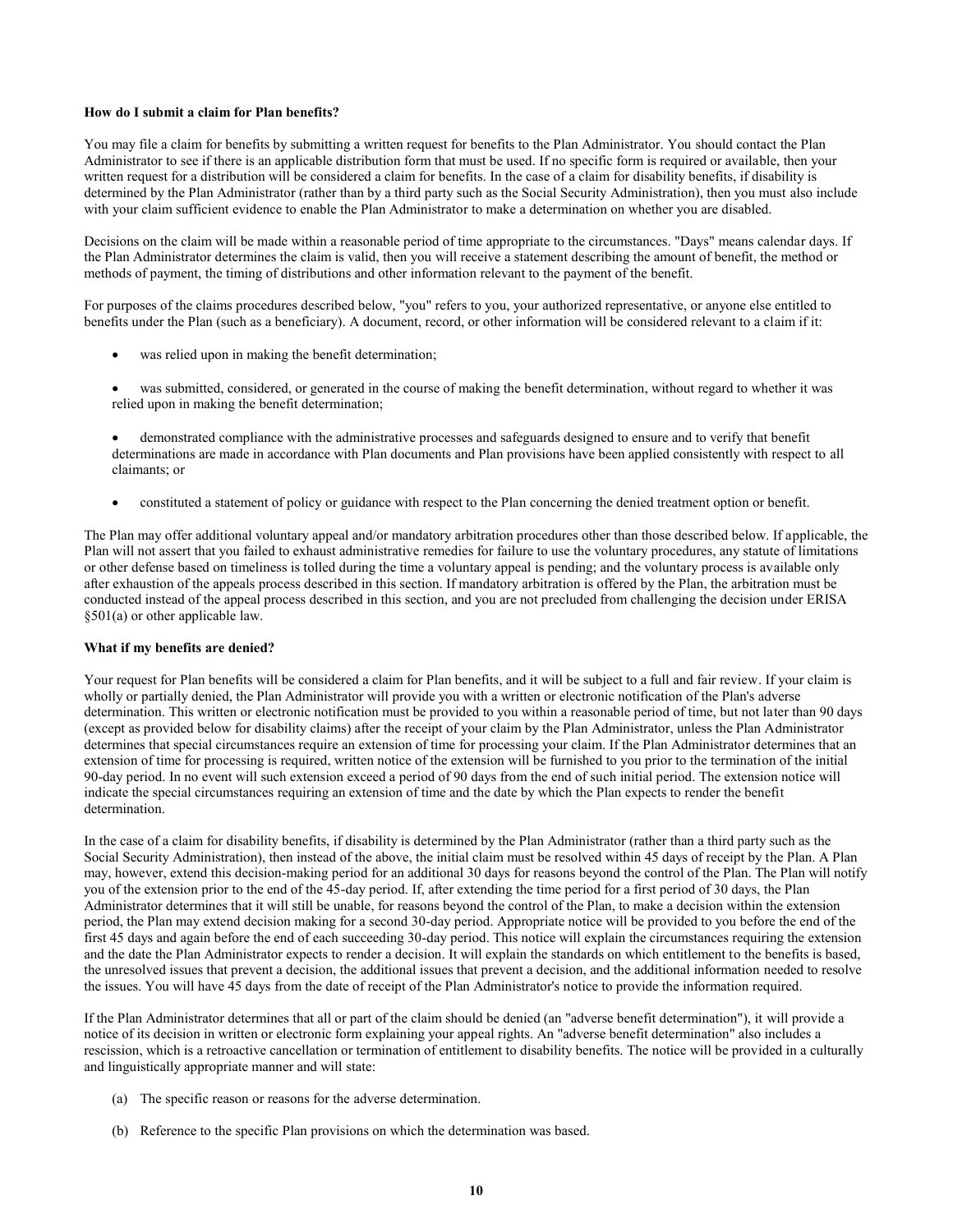**How do I submit a claim for Plan benefits?**

You may file a claim for benefits by submitting a written request for benefits to the Plan Administrator. You should contact the Plan Administrator to see if there is an applicable distribution form that must be used. If no specific form is required or available, then your written request for a distribution will be considered a claim for benefits. In the case of a claim for disability benefits, if disability is determined by the Plan Administrator (rather than by a third party such as the Social Security Administration), then you must also include with your claim sufficient evidence to enable the Plan Administrator to make a determination on whether you are disabled.

Decisions on the claim will be made within a reasonable period of time appropriate to the circumstances. "Days" means calendar days. If the Plan Administrator determines the claim is valid, then you will receive a statement describing the amount of benefit, the method or methods of payment, the timing of distributions and other information relevant to the payment of the benefit.

For purposes of the claims procedures described below, "you" refers to you, your authorized representative, or anyone else entitled to benefits under the Plan (such as a beneficiary). A document, record, or other information will be considered relevant to a claim if it:

- was relied upon in making the benefit determination;
- was submitted, considered, or generated in the course of making the benefit determination, without regard to whether it was relied upon in making the benefit determination;
- demonstrated compliance with the administrative processes and safeguards designed to ensure and to verify that benefit determinations are made in accordance with Plan documents and Plan provisions have been applied consistently with respect to all claimants; or
- constituted a statement of policy or guidance with respect to the Plan concerning the denied treatment option or benefit.

The Plan may offer additional voluntary appeal and/or mandatory arbitration procedures other than those described below. If applicable, the Plan will not assert that you failed to exhaust administrative remedies for failure to use the voluntary procedures, any statute of limitations or other defense based on timeliness is tolled during the time a voluntary appeal is pending; and the voluntary process is available only after exhaustion of the appeals process described in this section. If mandatory arbitration is offered by the Plan, the arbitration must be conducted instead of the appeal process described in this section, and you are not precluded from challenging the decision under ERISA §501(a) or other applicable law.

**What if my benefits are denied?**

Your request for Plan benefits will be considered a claim for Plan benefits, and it will be subject to a full and fair review. If your claim is wholly or partially denied, the Plan Administrator will provide you with a written or electronic notification of the Plan's adverse determination. This written or electronic notification must be provided to you within a reasonable period of time, but not later than 90 days (except as provided below for disability claims) after the receipt of your claim by the Plan Administrator, unless the Plan Administrator determines that special circumstances require an extension of time for processing your claim. If the Plan Administrator determines that an extension of time for processing is required, written notice of the extension will be furnished to you prior to the termination of the initial 90-day period. In no event will such extension exceed a period of 90 days from the end of such initial period. The extension notice will indicate the special circumstances requiring an extension of time and the date by which the Plan expects to render the benefit determination.

In the case of a claim for disability benefits, if disability is determined by the Plan Administrator (rather than a third party such as the Social Security Administration), then instead of the above, the initial claim must be resolved within 45 days of receipt by the Plan. A Plan may, however, extend this decision-making period for an additional 30 days for reasons beyond the control of the Plan. The Plan will notify you of the extension prior to the end of the 45-day period. If, after extending the time period for a first period of 30 days, the Plan Administrator determines that it will still be unable, for reasons beyond the control of the Plan, to make a decision within the extension period, the Plan may extend decision making for a second 30-day period. Appropriate notice will be provided to you before the end of the first 45 days and again before the end of each succeeding 30-day period. This notice will explain the circumstances requiring the extension and the date the Plan Administrator expects to render a decision. It will explain the standards on which entitlement to the benefits is based, the unresolved issues that prevent a decision, the additional issues that prevent a decision, and the additional information needed to resolve the issues. You will have 45 days from the date of receipt of the Plan Administrator's notice to provide the information required.

If the Plan Administrator determines that all or part of the claim should be denied (an "adverse benefit determination"), it will provide a notice of its decision in written or electronic form explaining your appeal rights. An "adverse benefit determination" also includes a rescission, which is a retroactive cancellation or termination of entitlement to disability benefits. The notice will be provided in a culturally and linguistically appropriate manner and will state:

(a) The specific reason or reasons for the adverse determination.

(b) Reference to the specific Plan provisions on which the determination was based.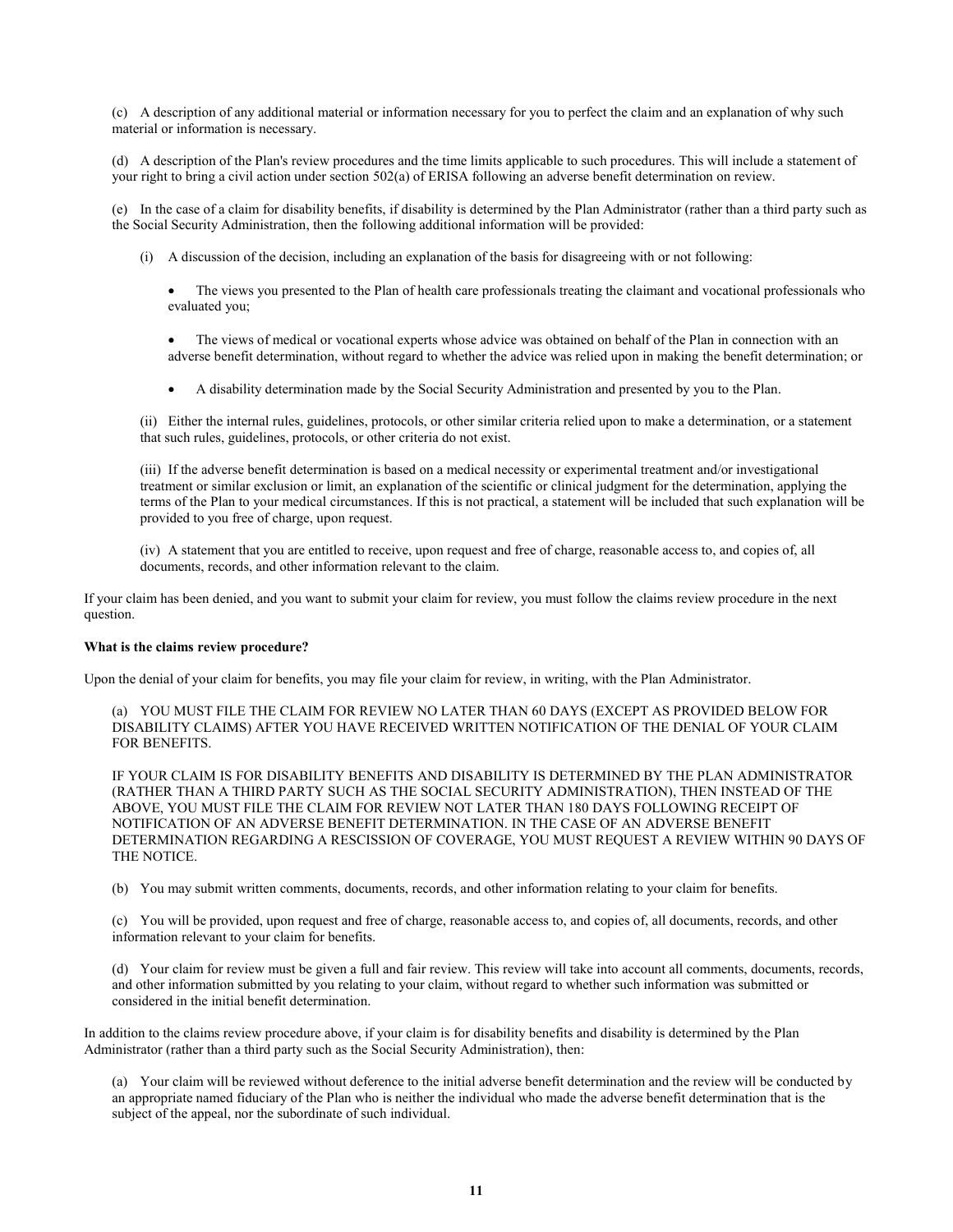(c) A description of any additional material or information necessary for you to perfect the claim and an explanation of why such material or information is necessary.

(d) A description of the Plan's review procedures and the time limits applicable to such procedures. This will include a statement of your right to bring a civil action under section 502(a) of ERISA following an adverse benefit determination on review.

(e) In the case of a claim for disability benefits, if disability is determined by the Plan Administrator (rather than a third party such as the Social Security Administration, then the following additional information will be provided:

(i) A discussion of the decision, including an explanation of the basis for disagreeing with or not following:

- The views you presented to the Plan of health care professionals treating the claimant and vocational professionals who evaluated you;
- The views of medical or vocational experts whose advice was obtained on behalf of the Plan in connection with an adverse benefit determination, without regard to whether the advice was relied upon in making the benefit determination; or
- A disability determination made by the Social Security Administration and presented by you to the Plan.

(ii) Either the internal rules, guidelines, protocols, or other similar criteria relied upon to make a determination, or a statement that such rules, guidelines, protocols, or other criteria do not exist.

(iii) If the adverse benefit determination is based on a medical necessity or experimental treatment and/or investigational treatment or similar exclusion or limit, an explanation of the scientific or clinical judgment for the determination, applying the terms of the Plan to your medical circumstances. If this is not practical, a statement will be included that such explanation will be provided to you free of charge, upon request.

(iv) A statement that you are entitled to receive, upon request and free of charge, reasonable access to, and copies of, all documents, records, and other information relevant to the claim.

If your claim has been denied, and you want to submit your claim for review, you must follow the claims review procedure in the next question.

**What is the claims review procedure?**

Upon the denial of your claim for benefits, you may file your claim for review, in writing, with the Plan Administrator.

(a) YOU MUST FILE THE CLAIM FOR REVIEW NO LATER THAN 60 DAYS (EXCEPT AS PROVIDED BELOW FOR DISABILITY CLAIMS) AFTER YOU HAVE RECEIVED WRITTEN NOTIFICATION OF THE DENIAL OF YOUR CLAIM FOR BENEFITS.

IF YOUR CLAIM IS FOR DISABILITY BENEFITS AND DISABILITY IS DETERMINED BY THE PLAN ADMINISTRATOR (RATHER THAN A THIRD PARTY SUCH AS THE SOCIAL SECURITY ADMINISTRATION), THEN INSTEAD OF THE ABOVE, YOU MUST FILE THE CLAIM FOR REVIEW NOT LATER THAN 180 DAYS FOLLOWING RECEIPT OF NOTIFICATION OF AN ADVERSE BENEFIT DETERMINATION. IN THE CASE OF AN ADVERSE BENEFIT DETERMINATION REGARDING A RESCISSION OF COVERAGE, YOU MUST REQUEST A REVIEW WITHIN 90 DAYS OF THE NOTICE.

(b) You may submit written comments, documents, records, and other information relating to your claim for benefits.

(c) You will be provided, upon request and free of charge, reasonable access to, and copies of, all documents, records, and other information relevant to your claim for benefits.

(d) Your claim for review must be given a full and fair review. This review will take into account all comments, documents, records, and other information submitted by you relating to your claim, without regard to whether such information was submitted or considered in the initial benefit determination.

In addition to the claims review procedure above, if your claim is for disability benefits and disability is determined by the Plan Administrator (rather than a third party such as the Social Security Administration), then:

(a) Your claim will be reviewed without deference to the initial adverse benefit determination and the review will be conducted by an appropriate named fiduciary of the Plan who is neither the individual who made the adverse benefit determination that is the subject of the appeal, nor the subordinate of such individual.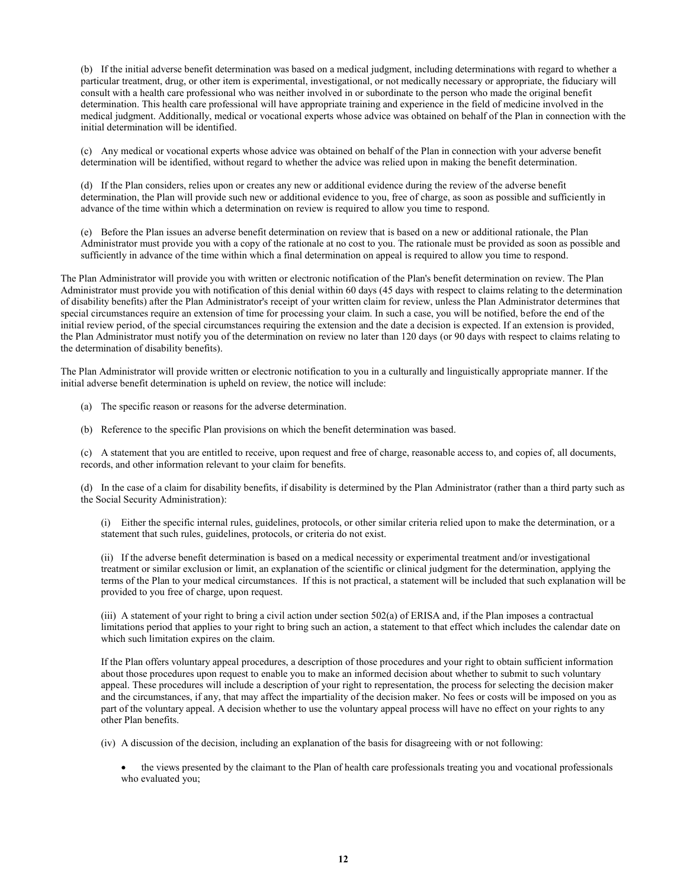(b) If the initial adverse benefit determination was based on a medical judgment, including determinations with regard to whether a particular treatment, drug, or other item is experimental, investigational, or not medically necessary or appropriate, the fiduciary will consult with a health care professional who was neither involved in or subordinate to the person who made the original benefit determination. This health care professional will have appropriate training and experience in the field of medicine involved in the medical judgment. Additionally, medical or vocational experts whose advice was obtained on behalf of the Plan in connection with the initial determination will be identified.

(c) Any medical or vocational experts whose advice was obtained on behalf of the Plan in connection with your adverse benefit determination will be identified, without regard to whether the advice was relied upon in making the benefit determination.

(d) If the Plan considers, relies upon or creates any new or additional evidence during the review of the adverse benefit determination, the Plan will provide such new or additional evidence to you, free of charge, as soon as possible and sufficiently in advance of the time within which a determination on review is required to allow you time to respond.

(e) Before the Plan issues an adverse benefit determination on review that is based on a new or additional rationale, the Plan Administrator must provide you with a copy of the rationale at no cost to you. The rationale must be provided as soon as possible and sufficiently in advance of the time within which a final determination on appeal is required to allow you time to respond.

The Plan Administrator will provide you with written or electronic notification of the Plan's benefit determination on review. The Plan Administrator must provide you with notification of this denial within 60 days (45 days with respect to claims relating to the determination of disability benefits) after the Plan Administrator's receipt of your written claim for review, unless the Plan Administrator determines that special circumstances require an extension of time for processing your claim. In such a case, you will be notified, before the end of the initial review period, of the special circumstances requiring the extension and the date a decision is expected. If an extension is provided, the Plan Administrator must notify you of the determination on review no later than 120 days (or 90 days with respect to claims relating to the determination of disability benefits).

The Plan Administrator will provide written or electronic notification to you in a culturally and linguistically appropriate manner. If the initial adverse benefit determination is upheld on review, the notice will include:

(a) The specific reason or reasons for the adverse determination.

(b) Reference to the specific Plan provisions on which the benefit determination was based.

(c) A statement that you are entitled to receive, upon request and free of charge, reasonable access to, and copies of, all documents, records, and other information relevant to your claim for benefits.

(d) In the case of a claim for disability benefits, if disability is determined by the Plan Administrator (rather than a third party such as the Social Security Administration):

(i) Either the specific internal rules, guidelines, protocols, or other similar criteria relied upon to make the determination, or a statement that such rules, guidelines, protocols, or criteria do not exist.

(ii) If the adverse benefit determination is based on a medical necessity or experimental treatment and/or investigational treatment or similar exclusion or limit, an explanation of the scientific or clinical judgment for the determination, applying the terms of the Plan to your medical circumstances. If this is not practical, a statement will be included that such explanation will be provided to you free of charge, upon request.

(iii) A statement of your right to bring a civil action under section 502(a) of ERISA and, if the Plan imposes a contractual limitations period that applies to your right to bring such an action, a statement to that effect which includes the calendar date on which such limitation expires on the claim.

If the Plan offers voluntary appeal procedures, a description of those procedures and your right to obtain sufficient information about those procedures upon request to enable you to make an informed decision about whether to submit to such voluntary appeal. These procedures will include a description of your right to representation, the process for selecting the decision maker and the circumstances, if any, that may affect the impartiality of the decision maker. No fees or costs will be imposed on you as part of the voluntary appeal. A decision whether to use the voluntary appeal process will have no effect on your rights to any other Plan benefits.

(iv) A discussion of the decision, including an explanation of the basis for disagreeing with or not following:

- the views presented by the claimant to the Plan of health care professionals treating you and vocational professionals who evaluated you;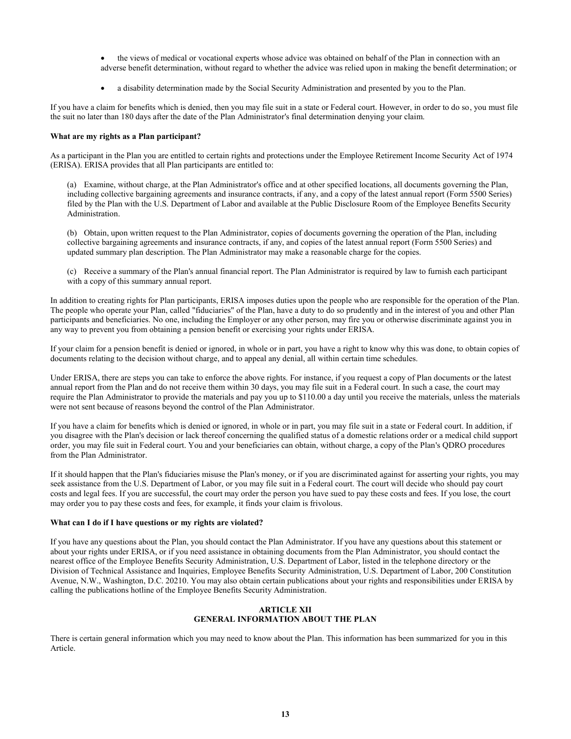- the views of medical or vocational experts whose advice was obtained on behalf of the Plan in connection with an adverse benefit determination, without regard to whether the advice was relied upon in making the benefit determination; or

- a disability determination made by the Social Security Administration and presented by you to the Plan.

If you have a claim for benefits which is denied, then you may file suit in a state or Federal court. However, in order to do so, you must file the suit no later than 180 days after the date of the Plan Administrator's final determination denying your claim.

**What are my rights as a Plan participant?**

As a participant in the Plan you are entitled to certain rights and protections under the Employee Retirement Income Security Act of 1974 (ERISA). ERISA provides that all Plan participants are entitled to:

(a) Examine, without charge, at the Plan Administrator's office and at other specified locations, all documents governing the Plan, including collective bargaining agreements and insurance contracts, if any, and a copy of the latest annual report (Form 5500 Series) filed by the Plan with the U.S. Department of Labor and available at the Public Disclosure Room of the Employee Benefits Security Administration.

(b) Obtain, upon written request to the Plan Administrator, copies of documents governing the operation of the Plan, including collective bargaining agreements and insurance contracts, if any, and copies of the latest annual report (Form 5500 Series) and updated summary plan description. The Plan Administrator may make a reasonable charge for the copies.

(c) Receive a summary of the Plan's annual financial report. The Plan Administrator is required by law to furnish each participant with a copy of this summary annual report.

In addition to creating rights for Plan participants, ERISA imposes duties upon the people who are responsible for the operation of the Plan. The people who operate your Plan, called "fiduciaries" of the Plan, have a duty to do so prudently and in the interest of you and other Plan participants and beneficiaries. No one, including the Employer or any other person, may fire you or otherwise discriminate against you in any way to prevent you from obtaining a pension benefit or exercising your rights under ERISA.

If your claim for a pension benefit is denied or ignored, in whole or in part, you have a right to know why this was done, to obtain copies of documents relating to the decision without charge, and to appeal any denial, all within certain time schedules.

Under ERISA, there are steps you can take to enforce the above rights. For instance, if you request a copy of Plan documents or the latest annual report from the Plan and do not receive them within 30 days, you may file suit in a Federal court. In such a case, the court may require the Plan Administrator to provide the materials and pay you up to $110.00 a day until you receive the materials, unless the materials were not sent because of reasons beyond the control of the Plan Administrator.

If you have a claim for benefits which is denied or ignored, in whole or in part, you may file suit in a state or Federal court. In addition, if you disagree with the Plan's decision or lack thereof concerning the qualified status of a domestic relations order or a medical child support order, you may file suit in Federal court. You and your beneficiaries can obtain, without charge, a copy of the Plan's QDRO procedures from the Plan Administrator.

If it should happen that the Plan's fiduciaries misuse the Plan's money, or if you are discriminated against for asserting your rights, you may seek assistance from the U.S. Department of Labor, or you may file suit in a Federal court. The court will decide who should pay court costs and legal fees. If you are successful, the court may order the person you have sued to pay these costs and fees. If you lose, the court may order you to pay these costs and fees, for example, it finds your claim is frivolous.

**What can I do if I have questions or my rights are violated?**

If you have any questions about the Plan, you should contact the Plan Administrator. If you have any questions about this statement or about your rights under ERISA, or if you need assistance in obtaining documents from the Plan Administrator, you should contact the nearest office of the Employee Benefits Security Administration, U.S. Department of Labor, listed in the telephone directory or the Division of Technical Assistance and Inquiries, Employee Benefits Security Administration, U.S. Department of Labor, 200 Constitution Avenue, N.W., Washington, D.C. 20210. You may also obtain certain publications about your rights and responsibilities under ERISA by calling the publications hotline of the Employee Benefits Security Administration.

## ARTICLE XII
## GENERAL INFORMATION ABOUT THE PLAN

There is certain general information which you may need to know about the Plan. This information has been summarized for you in this Article.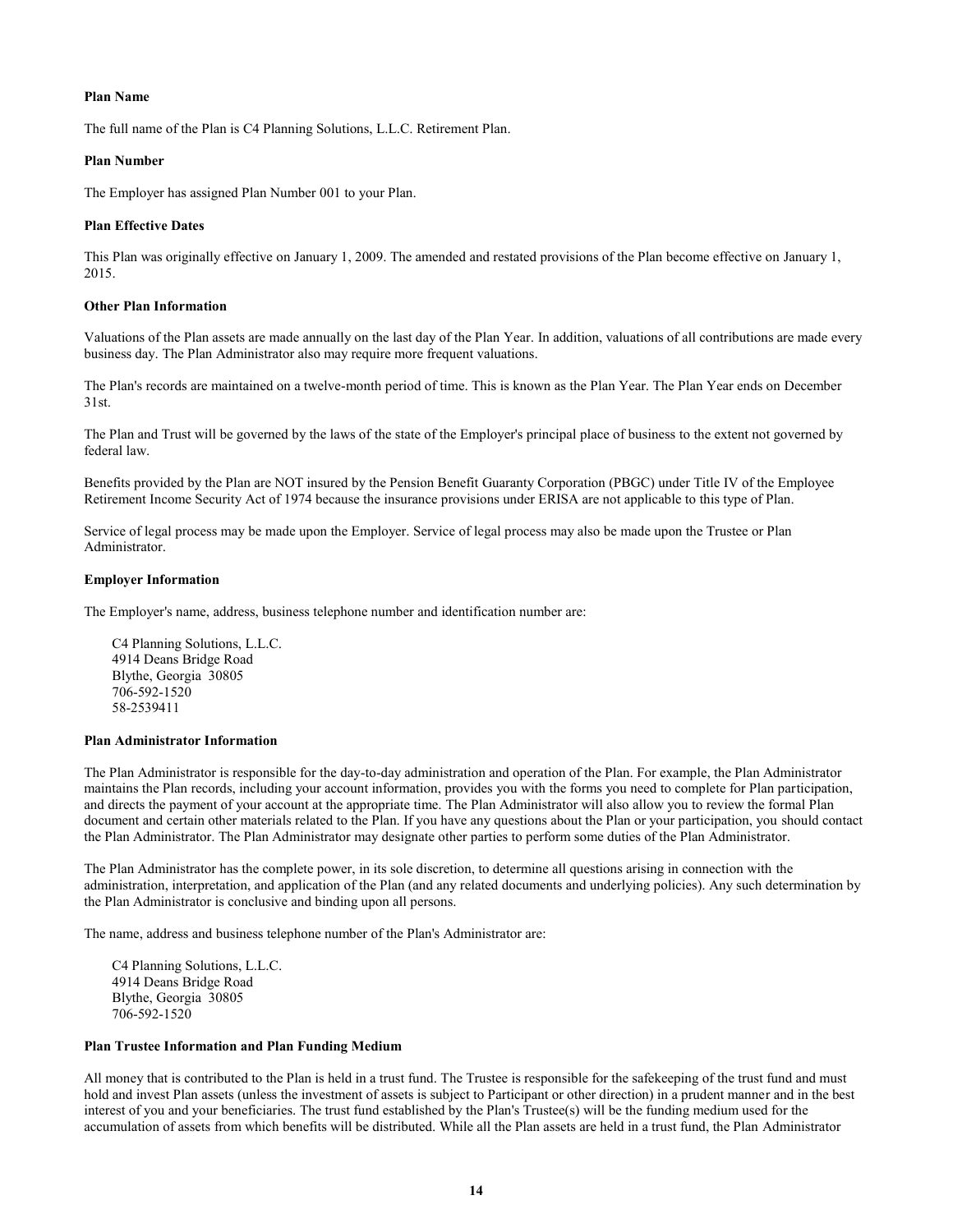### Plan Name

The full name of the Plan is C4 Planning Solutions, L.L.C. Retirement Plan.

### Plan Number

The Employer has assigned Plan Number 001 to your Plan.

### Plan Effective Dates

This Plan was originally effective on January 1, 2009. The amended and restated provisions of the Plan become effective on January 1, 2015.

### Other Plan Information

Valuations of the Plan assets are made annually on the last day of the Plan Year. In addition, valuations of all contributions are made every business day. The Plan Administrator also may require more frequent valuations.

The Plan's records are maintained on a twelve-month period of time. This is known as the Plan Year. The Plan Year ends on December 31st.

The Plan and Trust will be governed by the laws of the state of the Employer's principal place of business to the extent not governed by federal law.

Benefits provided by the Plan are NOT insured by the Pension Benefit Guaranty Corporation (PBGC) under Title IV of the Employee Retirement Income Security Act of 1974 because the insurance provisions under ERISA are not applicable to this type of Plan.

Service of legal process may be made upon the Employer. Service of legal process may also be made upon the Trustee or Plan Administrator.

### Employer Information

The Employer's name, address, business telephone number and identification number are:

C4 Planning Solutions, L.L.C.
4914 Deans Bridge Road
Blythe, Georgia 30805
706-592-1520
58-2539411

### Plan Administrator Information

The Plan Administrator is responsible for the day-to-day administration and operation of the Plan. For example, the Plan Administrator maintains the Plan records, including your account information, provides you with the forms you need to complete for Plan participation, and directs the payment of your account at the appropriate time. The Plan Administrator will also allow you to review the formal Plan document and certain other materials related to the Plan. If you have any questions about the Plan or your participation, you should contact the Plan Administrator. The Plan Administrator may designate other parties to perform some duties of the Plan Administrator.

The Plan Administrator has the complete power, in its sole discretion, to determine all questions arising in connection with the administration, interpretation, and application of the Plan (and any related documents and underlying policies). Any such determination by the Plan Administrator is conclusive and binding upon all persons.

The name, address and business telephone number of the Plan's Administrator are:

C4 Planning Solutions, L.L.C.
4914 Deans Bridge Road
Blythe, Georgia 30805
706-592-1520

### Plan Trustee Information and Plan Funding Medium

All money that is contributed to the Plan is held in a trust fund. The Trustee is responsible for the safekeeping of the trust fund and must hold and invest Plan assets (unless the investment of assets is subject to Participant or other direction) in a prudent manner and in the best interest of you and your beneficiaries. The trust fund established by the Plan's Trustee(s) will be the funding medium used for the accumulation of assets from which benefits will be distributed. While all the Plan assets are held in a trust fund, the Plan Administrator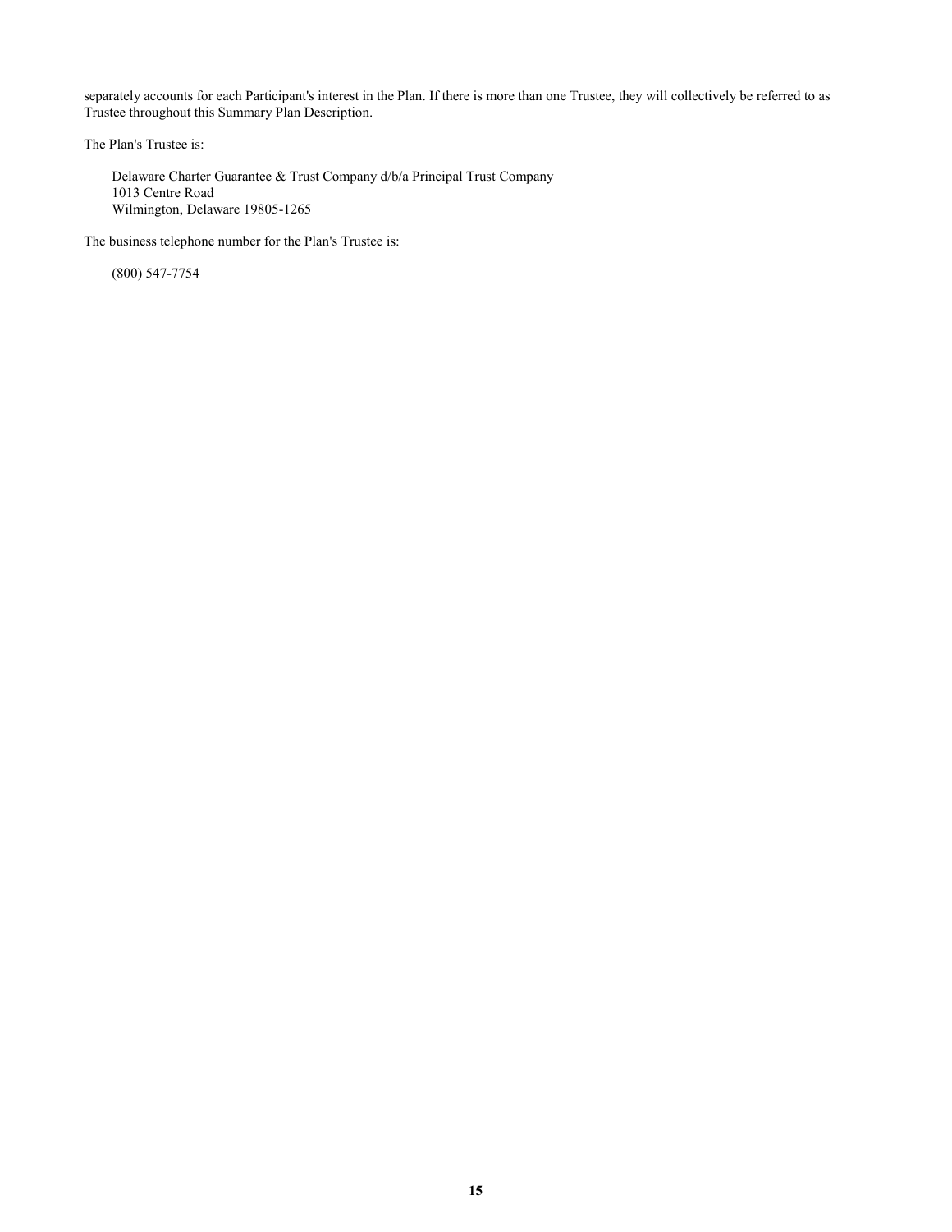separately accounts for each Participant's interest in the Plan. If there is more than one Trustee, they will collectively be referred to as Trustee throughout this Summary Plan Description.

The Plan's Trustee is:

> Delaware Charter Guarantee & Trust Company d/b/a Principal Trust Company
> 1013 Centre Road
> Wilmington, Delaware 19805-1265

The business telephone number for the Plan's Trustee is:

> (800) 547-7754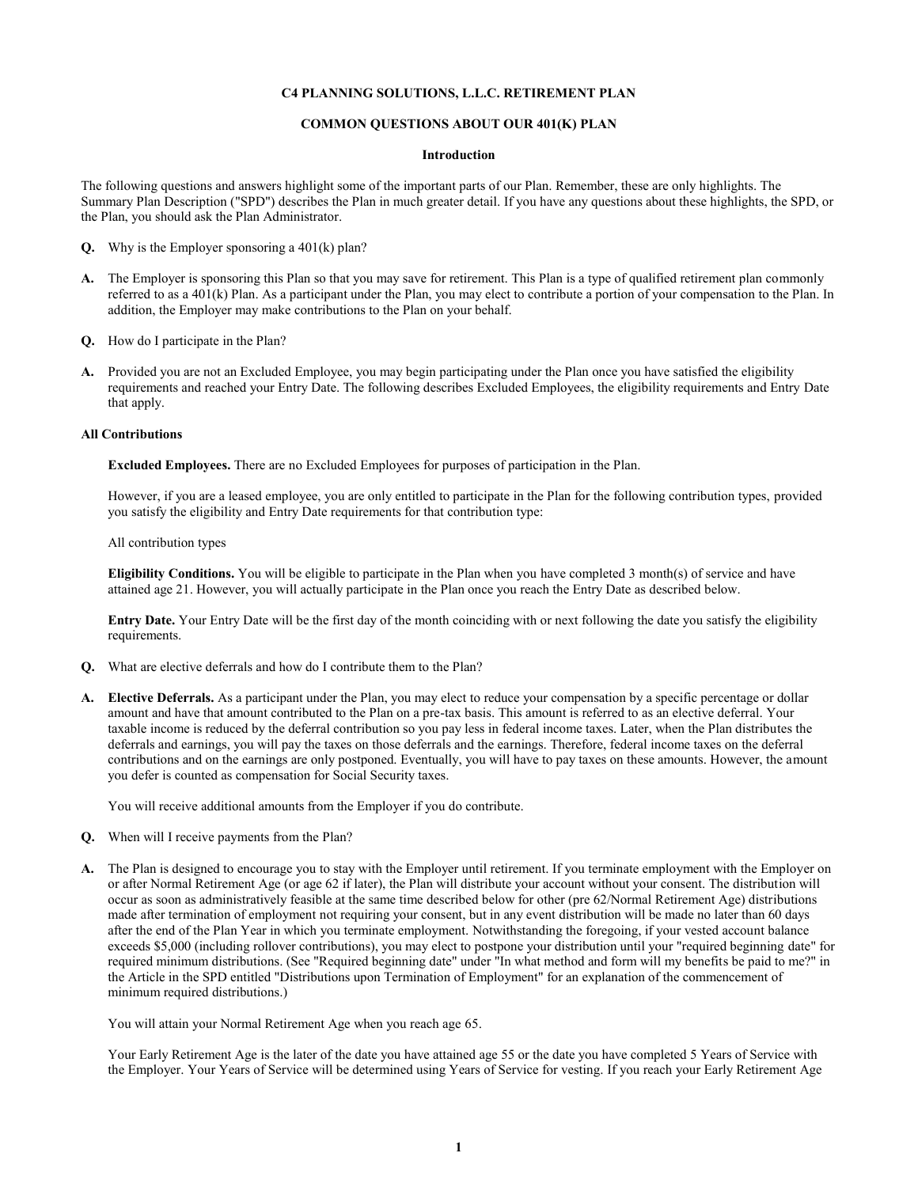**C4 PLANNING SOLUTIONS, L.L.C. RETIREMENT PLAN**

**COMMON QUESTIONS ABOUT OUR 401(K) PLAN**

**Introduction**

The following questions and answers highlight some of the important parts of our Plan. Remember, these are only highlights. The Summary Plan Description ("SPD") describes the Plan in much greater detail. If you have any questions about these highlights, the SPD, or the Plan, you should ask the Plan Administrator.

**Q.** Why is the Employer sponsoring a 401(k) plan?

**A.** The Employer is sponsoring this Plan so that you may save for retirement. This Plan is a type of qualified retirement plan commonly referred to as a 401(k) Plan. As a participant under the Plan, you may elect to contribute a portion of your compensation to the Plan. In addition, the Employer may make contributions to the Plan on your behalf.

**Q.** How do I participate in the Plan?

**A.** Provided you are not an Excluded Employee, you may begin participating under the Plan once you have satisfied the eligibility requirements and reached your Entry Date. The following describes Excluded Employees, the eligibility requirements and Entry Date that apply.

**All Contributions**

**Excluded Employees.** There are no Excluded Employees for purposes of participation in the Plan.

However, if you are a leased employee, you are only entitled to participate in the Plan for the following contribution types, provided you satisfy the eligibility and Entry Date requirements for that contribution type:

All contribution types

**Eligibility Conditions.** You will be eligible to participate in the Plan when you have completed 3 month(s) of service and have attained age 21. However, you will actually participate in the Plan once you reach the Entry Date as described below.

**Entry Date.** Your Entry Date will be the first day of the month coinciding with or next following the date you satisfy the eligibility requirements.

**Q.** What are elective deferrals and how do I contribute them to the Plan?

**A.** **Elective Deferrals.** As a participant under the Plan, you may elect to reduce your compensation by a specific percentage or dollar amount and have that amount contributed to the Plan on a pre-tax basis. This amount is referred to as an elective deferral. Your taxable income is reduced by the deferral contribution so you pay less in federal income taxes. Later, when the Plan distributes the deferrals and earnings, you will pay the taxes on those deferrals and the earnings. Therefore, federal income taxes on the deferral contributions and on the earnings are only postponed. Eventually, you will have to pay taxes on these amounts. However, the amount you defer is counted as compensation for Social Security taxes.

You will receive additional amounts from the Employer if you do contribute.

**Q.** When will I receive payments from the Plan?

**A.** The Plan is designed to encourage you to stay with the Employer until retirement. If you terminate employment with the Employer on or after Normal Retirement Age (or age 62 if later), the Plan will distribute your account without your consent. The distribution will occur as soon as administratively feasible at the same time described below for other (pre 62/Normal Retirement Age) distributions made after termination of employment not requiring your consent, but in any event distribution will be made no later than 60 days after the end of the Plan Year in which you terminate employment. Notwithstanding the foregoing, if your vested account balance exceeds $5,000 (including rollover contributions), you may elect to postpone your distribution until your "required beginning date" for required minimum distributions. (See "Required beginning date" under "In what method and form will my benefits be paid to me?" in the Article in the SPD entitled "Distributions upon Termination of Employment" for an explanation of the commencement of minimum required distributions.)

You will attain your Normal Retirement Age when you reach age 65.

Your Early Retirement Age is the later of the date you have attained age 55 or the date you have completed 5 Years of Service with the Employer. Your Years of Service will be determined using Years of Service for vesting. If you reach your Early Retirement Age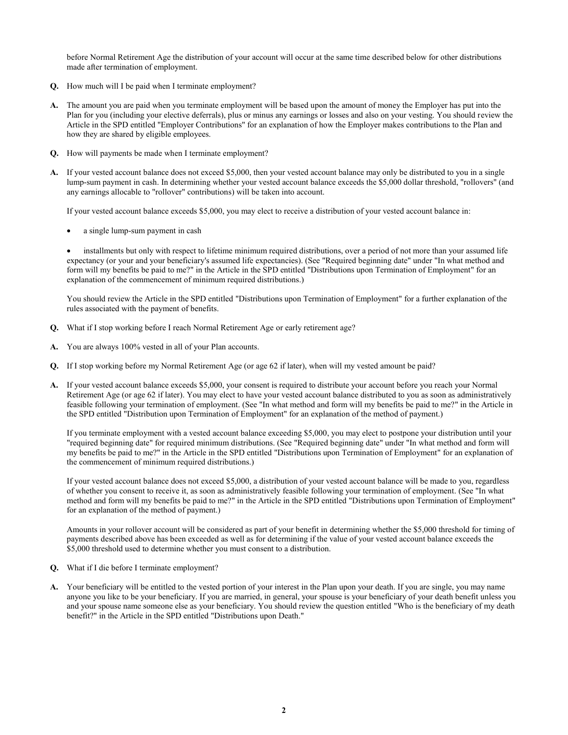before Normal Retirement Age the distribution of your account will occur at the same time described below for other distributions made after termination of employment.

**Q.** How much will I be paid when I terminate employment?

**A.** The amount you are paid when you terminate employment will be based upon the amount of money the Employer has put into the Plan for you (including your elective deferrals), plus or minus any earnings or losses and also on your vesting. You should review the Article in the SPD entitled "Employer Contributions" for an explanation of how the Employer makes contributions to the Plan and how they are shared by eligible employees.

**Q.** How will payments be made when I terminate employment?

**A.** If your vested account balance does not exceed $5,000, then your vested account balance may only be distributed to you in a single lump-sum payment in cash. In determining whether your vested account balance exceeds the $5,000 dollar threshold, "rollovers" (and any earnings allocable to "rollover" contributions) will be taken into account.

If your vested account balance exceeds $5,000, you may elect to receive a distribution of your vested account balance in:

- a single lump-sum payment in cash
- installments but only with respect to lifetime minimum required distributions, over a period of not more than your assumed life expectancy (or your and your beneficiary's assumed life expectancies). (See "Required beginning date" under "In what method and form will my benefits be paid to me?" in the Article in the SPD entitled "Distributions upon Termination of Employment" for an explanation of the commencement of minimum required distributions.)

You should review the Article in the SPD entitled "Distributions upon Termination of Employment" for a further explanation of the rules associated with the payment of benefits.

**Q.** What if I stop working before I reach Normal Retirement Age or early retirement age?

**A.** You are always 100% vested in all of your Plan accounts.

**Q.** If I stop working before my Normal Retirement Age (or age 62 if later), when will my vested amount be paid?

**A.** If your vested account balance exceeds $5,000, your consent is required to distribute your account before you reach your Normal Retirement Age (or age 62 if later). You may elect to have your vested account balance distributed to you as soon as administratively feasible following your termination of employment. (See "In what method and form will my benefits be paid to me?" in the Article in the SPD entitled "Distribution upon Termination of Employment" for an explanation of the method of payment.)

If you terminate employment with a vested account balance exceeding $5,000, you may elect to postpone your distribution until your "required beginning date" for required minimum distributions. (See "Required beginning date" under "In what method and form will my benefits be paid to me?" in the Article in the SPD entitled "Distributions upon Termination of Employment" for an explanation of the commencement of minimum required distributions.)

If your vested account balance does not exceed $5,000, a distribution of your vested account balance will be made to you, regardless of whether you consent to receive it, as soon as administratively feasible following your termination of employment. (See "In what method and form will my benefits be paid to me?" in the Article in the SPD entitled "Distributions upon Termination of Employment" for an explanation of the method of payment.)

Amounts in your rollover account will be considered as part of your benefit in determining whether the $5,000 threshold for timing of payments described above has been exceeded as well as for determining if the value of your vested account balance exceeds the $5,000 threshold used to determine whether you must consent to a distribution.

**Q.** What if I die before I terminate employment?

**A.** Your beneficiary will be entitled to the vested portion of your interest in the Plan upon your death. If you are single, you may name anyone you like to be your beneficiary. If you are married, in general, your spouse is your beneficiary of your death benefit unless you and your spouse name someone else as your beneficiary. You should review the question entitled "Who is the beneficiary of my death benefit?" in the Article in the SPD entitled "Distributions upon Death."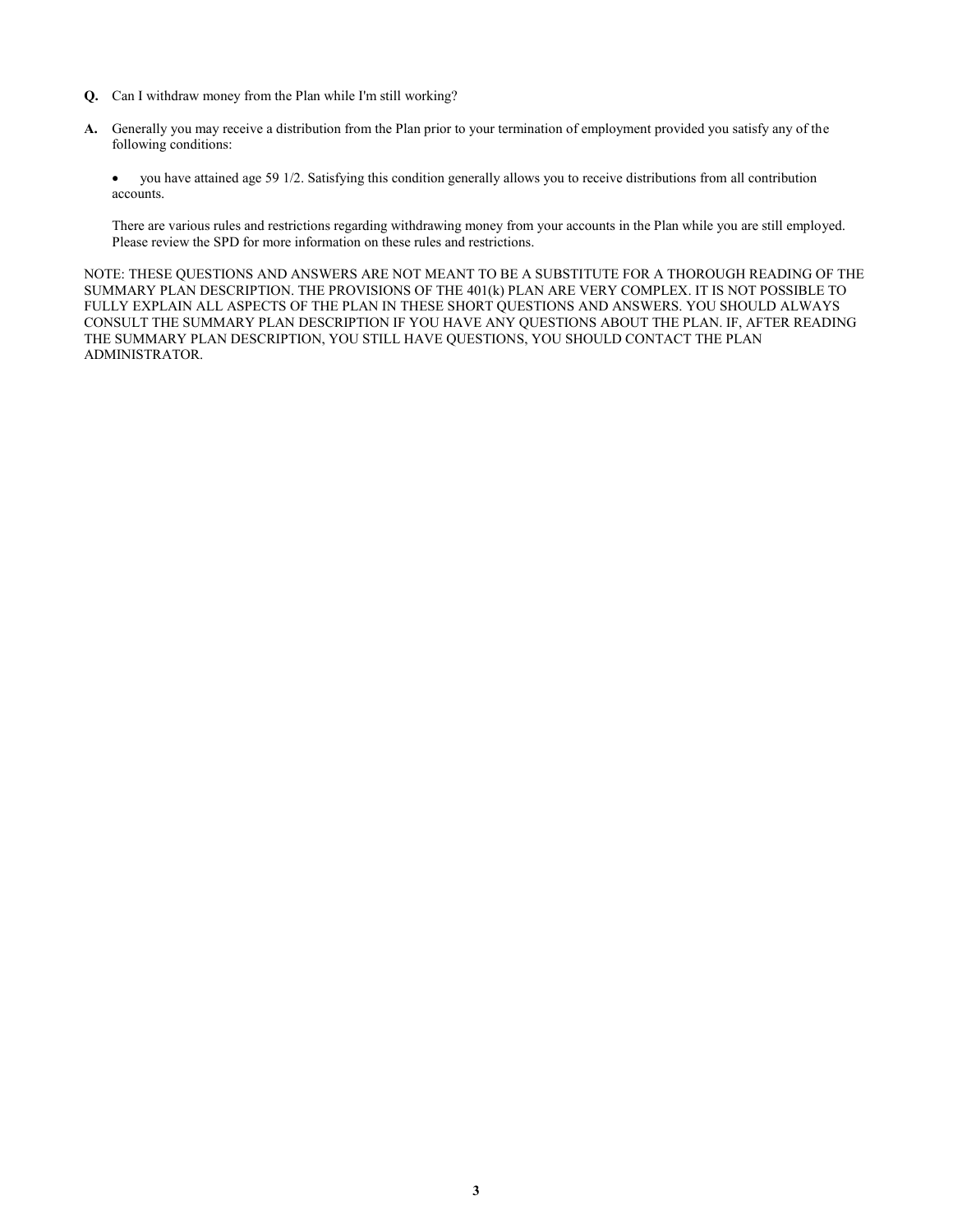**Q.** Can I withdraw money from the Plan while I'm still working?

**A.** Generally you may receive a distribution from the Plan prior to your termination of employment provided you satisfy any of the following conditions:

- you have attained age 59 1/2. Satisfying this condition generally allows you to receive distributions from all contribution accounts.

There are various rules and restrictions regarding withdrawing money from your accounts in the Plan while you are still employed. Please review the SPD for more information on these rules and restrictions.

NOTE: THESE QUESTIONS AND ANSWERS ARE NOT MEANT TO BE A SUBSTITUTE FOR A THOROUGH READING OF THE SUMMARY PLAN DESCRIPTION. THE PROVISIONS OF THE 401(k) PLAN ARE VERY COMPLEX. IT IS NOT POSSIBLE TO FULLY EXPLAIN ALL ASPECTS OF THE PLAN IN THESE SHORT QUESTIONS AND ANSWERS. YOU SHOULD ALWAYS CONSULT THE SUMMARY PLAN DESCRIPTION IF YOU HAVE ANY QUESTIONS ABOUT THE PLAN. IF, AFTER READING THE SUMMARY PLAN DESCRIPTION, YOU STILL HAVE QUESTIONS, YOU SHOULD CONTACT THE PLAN ADMINISTRATOR.